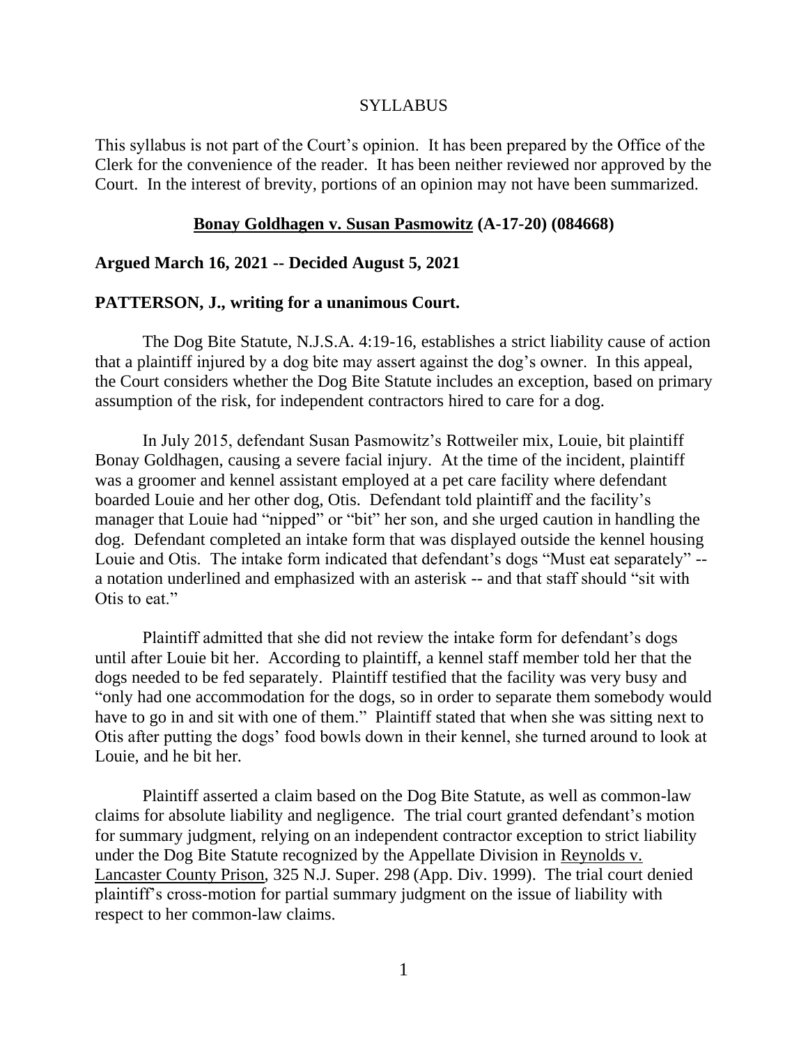SYLLABUS

This syllabus is not part of the Court's opinion. It has been prepared by the Office of the Clerk for the convenience of the reader. It has been neither reviewed nor approved by the Court. In the interest of brevity, portions of an opinion may not have been summarized.

**Bonay Goldhagen v. Susan Pasmowitz (A-17-20) (084668)**

**Argued March 16, 2021 -- Decided August 5, 2021**

**PATTERSON, J., writing for a unanimous Court.**

The Dog Bite Statute, N.J.S.A. 4:19-16, establishes a strict liability cause of action that a plaintiff injured by a dog bite may assert against the dog's owner. In this appeal, the Court considers whether the Dog Bite Statute includes an exception, based on primary assumption of the risk, for independent contractors hired to care for a dog.

In July 2015, defendant Susan Pasmowitz's Rottweiler mix, Louie, bit plaintiff Bonay Goldhagen, causing a severe facial injury. At the time of the incident, plaintiff was a groomer and kennel assistant employed at a pet care facility where defendant boarded Louie and her other dog, Otis. Defendant told plaintiff and the facility's manager that Louie had "nipped" or "bit" her son, and she urged caution in handling the dog. Defendant completed an intake form that was displayed outside the kennel housing Louie and Otis. The intake form indicated that defendant's dogs "Must eat separately" -- a notation underlined and emphasized with an asterisk -- and that staff should "sit with Otis to eat."

Plaintiff admitted that she did not review the intake form for defendant's dogs until after Louie bit her. According to plaintiff, a kennel staff member told her that the dogs needed to be fed separately. Plaintiff testified that the facility was very busy and "only had one accommodation for the dogs, so in order to separate them somebody would have to go in and sit with one of them." Plaintiff stated that when she was sitting next to Otis after putting the dogs' food bowls down in their kennel, she turned around to look at Louie, and he bit her.

Plaintiff asserted a claim based on the Dog Bite Statute, as well as common-law claims for absolute liability and negligence. The trial court granted defendant's motion for summary judgment, relying on an independent contractor exception to strict liability under the Dog Bite Statute recognized by the Appellate Division in Reynolds v. Lancaster County Prison, 325 N.J. Super. 298 (App. Div. 1999). The trial court denied plaintiff's cross-motion for partial summary judgment on the issue of liability with respect to her common-law claims.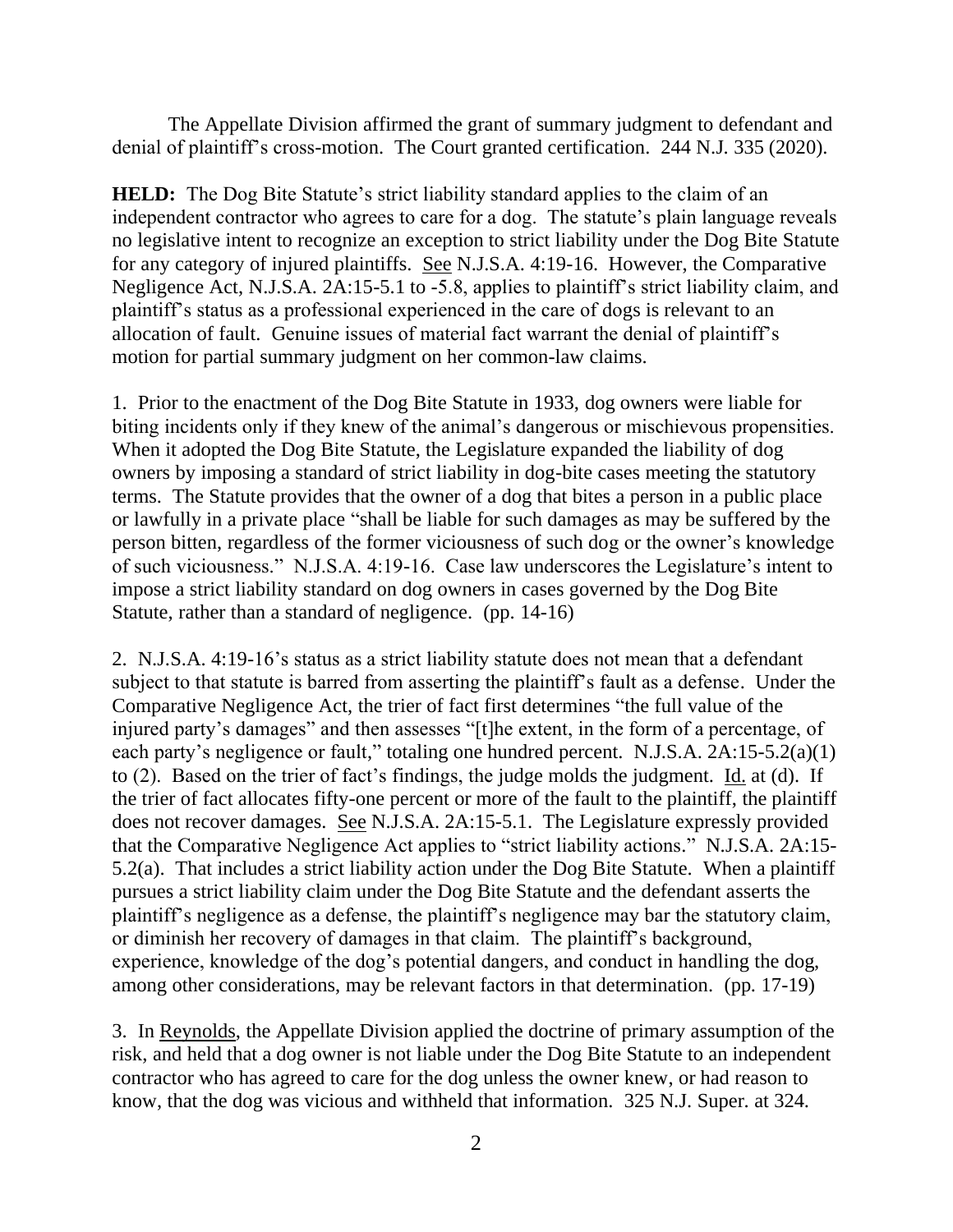The Appellate Division affirmed the grant of summary judgment to defendant and denial of plaintiff's cross-motion. The Court granted certification. 244 N.J. 335 (2020).

**HELD:** The Dog Bite Statute's strict liability standard applies to the claim of an independent contractor who agrees to care for a dog. The statute's plain language reveals no legislative intent to recognize an exception to strict liability under the Dog Bite Statute for any category of injured plaintiffs. See N.J.S.A. 4:19-16. However, the Comparative Negligence Act, N.J.S.A. 2A:15-5.1 to -5.8, applies to plaintiff's strict liability claim, and plaintiff's status as a professional experienced in the care of dogs is relevant to an allocation of fault. Genuine issues of material fact warrant the denial of plaintiff's motion for partial summary judgment on her common-law claims.

1. Prior to the enactment of the Dog Bite Statute in 1933, dog owners were liable for biting incidents only if they knew of the animal's dangerous or mischievous propensities. When it adopted the Dog Bite Statute, the Legislature expanded the liability of dog owners by imposing a standard of strict liability in dog-bite cases meeting the statutory terms. The Statute provides that the owner of a dog that bites a person in a public place or lawfully in a private place "shall be liable for such damages as may be suffered by the person bitten, regardless of the former viciousness of such dog or the owner's knowledge of such viciousness." N.J.S.A. 4:19-16. Case law underscores the Legislature's intent to impose a strict liability standard on dog owners in cases governed by the Dog Bite Statute, rather than a standard of negligence. (pp. 14-16)

2. N.J.S.A. 4:19-16's status as a strict liability statute does not mean that a defendant subject to that statute is barred from asserting the plaintiff's fault as a defense. Under the Comparative Negligence Act, the trier of fact first determines "the full value of the injured party's damages" and then assesses "[t]he extent, in the form of a percentage, of each party's negligence or fault," totaling one hundred percent. N.J.S.A. 2A:15-5.2(a)(1) to (2). Based on the trier of fact's findings, the judge molds the judgment. Id. at (d). If the trier of fact allocates fifty-one percent or more of the fault to the plaintiff, the plaintiff does not recover damages. See N.J.S.A. 2A:15-5.1. The Legislature expressly provided that the Comparative Negligence Act applies to "strict liability actions." N.J.S.A. 2A:15-5.2(a). That includes a strict liability action under the Dog Bite Statute. When a plaintiff pursues a strict liability claim under the Dog Bite Statute and the defendant asserts the plaintiff's negligence as a defense, the plaintiff's negligence may bar the statutory claim, or diminish her recovery of damages in that claim. The plaintiff's background, experience, knowledge of the dog's potential dangers, and conduct in handling the dog, among other considerations, may be relevant factors in that determination. (pp. 17-19)

3. In Reynolds, the Appellate Division applied the doctrine of primary assumption of the risk, and held that a dog owner is not liable under the Dog Bite Statute to an independent contractor who has agreed to care for the dog unless the owner knew, or had reason to know, that the dog was vicious and withheld that information. 325 N.J. Super. at 324.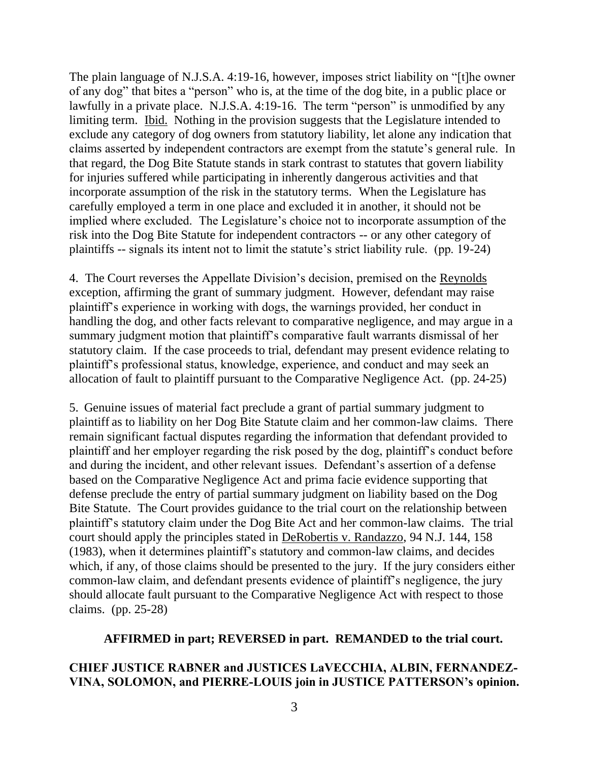The plain language of N.J.S.A. 4:19-16, however, imposes strict liability on "[t]he owner of any dog" that bites a "person" who is, at the time of the dog bite, in a public place or lawfully in a private place. N.J.S.A. 4:19-16. The term "person" is unmodified by any limiting term. Ibid. Nothing in the provision suggests that the Legislature intended to exclude any category of dog owners from statutory liability, let alone any indication that claims asserted by independent contractors are exempt from the statute's general rule. In that regard, the Dog Bite Statute stands in stark contrast to statutes that govern liability for injuries suffered while participating in inherently dangerous activities and that incorporate assumption of the risk in the statutory terms. When the Legislature has carefully employed a term in one place and excluded it in another, it should not be implied where excluded. The Legislature's choice not to incorporate assumption of the risk into the Dog Bite Statute for independent contractors -- or any other category of plaintiffs -- signals its intent not to limit the statute's strict liability rule. (pp. 19-24)

4. The Court reverses the Appellate Division's decision, premised on the Reynolds exception, affirming the grant of summary judgment. However, defendant may raise plaintiff's experience in working with dogs, the warnings provided, her conduct in handling the dog, and other facts relevant to comparative negligence, and may argue in a summary judgment motion that plaintiff's comparative fault warrants dismissal of her statutory claim. If the case proceeds to trial, defendant may present evidence relating to plaintiff's professional status, knowledge, experience, and conduct and may seek an allocation of fault to plaintiff pursuant to the Comparative Negligence Act. (pp. 24-25)

5. Genuine issues of material fact preclude a grant of partial summary judgment to plaintiff as to liability on her Dog Bite Statute claim and her common-law claims. There remain significant factual disputes regarding the information that defendant provided to plaintiff and her employer regarding the risk posed by the dog, plaintiff's conduct before and during the incident, and other relevant issues. Defendant's assertion of a defense based on the Comparative Negligence Act and prima facie evidence supporting that defense preclude the entry of partial summary judgment on liability based on the Dog Bite Statute. The Court provides guidance to the trial court on the relationship between plaintiff's statutory claim under the Dog Bite Act and her common-law claims. The trial court should apply the principles stated in DeRobertis v. Randazzo, 94 N.J. 144, 158 (1983), when it determines plaintiff's statutory and common-law claims, and decides which, if any, of those claims should be presented to the jury. If the jury considers either common-law claim, and defendant presents evidence of plaintiff's negligence, the jury should allocate fault pursuant to the Comparative Negligence Act with respect to those claims. (pp. 25-28)

**AFFIRMED in part; REVERSED in part. REMANDED to the trial court.**

**CHIEF JUSTICE RABNER and JUSTICES LaVECCHIA, ALBIN, FERNANDEZ-VINA, SOLOMON, and PIERRE-LOUIS join in JUSTICE PATTERSON's opinion.**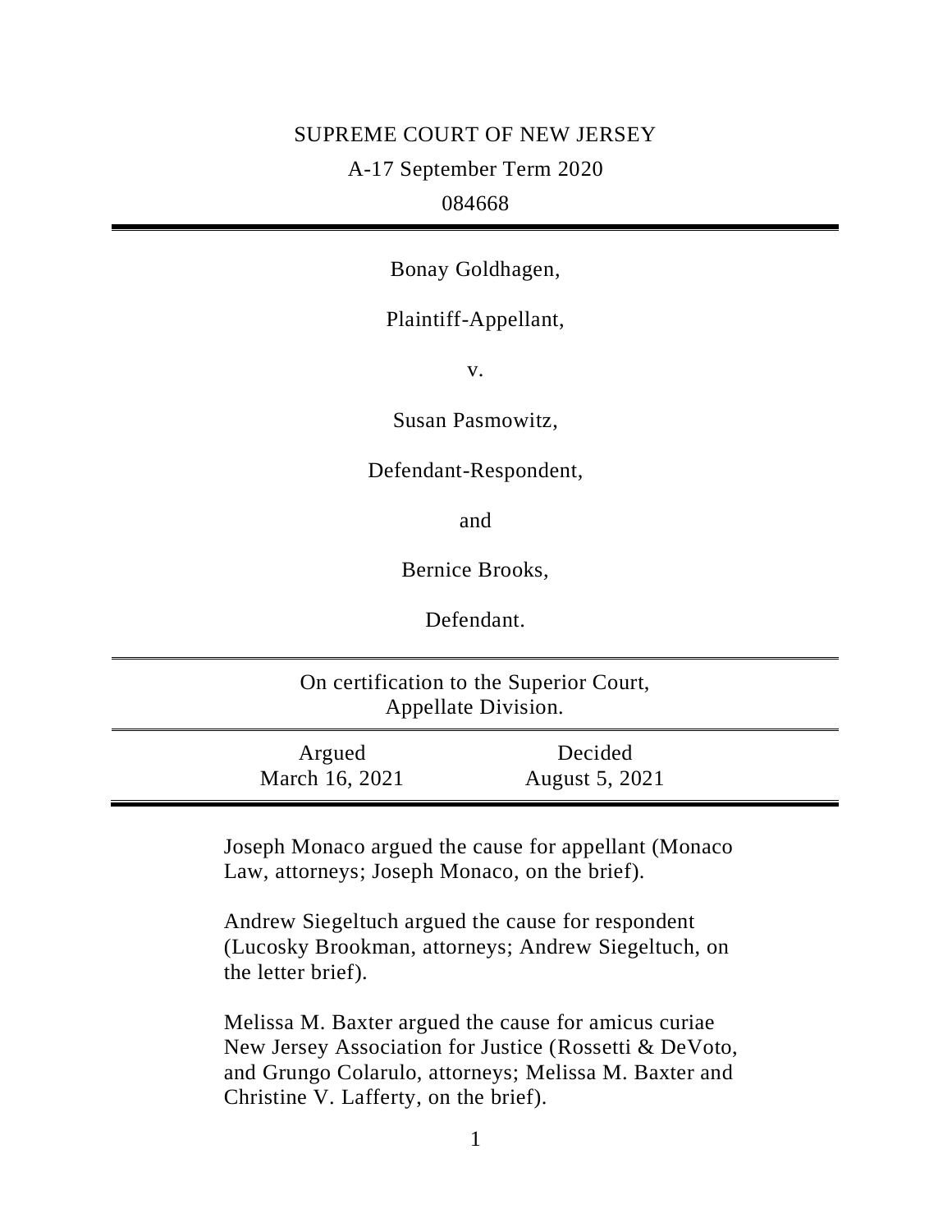SUPREME COURT OF NEW JERSEY

A-17 September Term 2020

084668

---

Bonay Goldhagen,

Plaintiff-Appellant,

v.

Susan Pasmowitz,

Defendant-Respondent,

and

Bernice Brooks,

Defendant.

---

On certification to the Superior Court, Appellate Division.

---

| Argued | Decided |
|---|---|
| March 16, 2021 | August 5, 2021 |

---

Joseph Monaco argued the cause for appellant (Monaco Law, attorneys; Joseph Monaco, on the brief).

Andrew Siegeltuch argued the cause for respondent (Lucosky Brookman, attorneys; Andrew Siegeltuch, on the letter brief).

Melissa M. Baxter argued the cause for amicus curiae New Jersey Association for Justice (Rossetti & DeVoto, and Grungo Colarulo, attorneys; Melissa M. Baxter and Christine V. Lafferty, on the brief).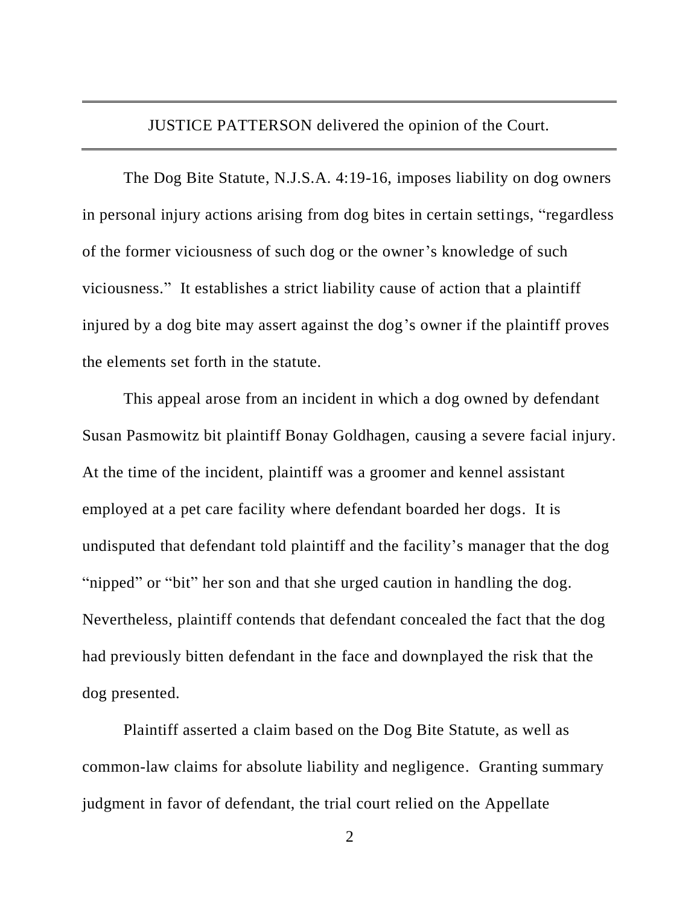JUSTICE PATTERSON delivered the opinion of the Court.

The Dog Bite Statute, N.J.S.A. 4:19-16, imposes liability on dog owners in personal injury actions arising from dog bites in certain settings, "regardless of the former viciousness of such dog or the owner's knowledge of such viciousness." It establishes a strict liability cause of action that a plaintiff injured by a dog bite may assert against the dog's owner if the plaintiff proves the elements set forth in the statute.

This appeal arose from an incident in which a dog owned by defendant Susan Pasmowitz bit plaintiff Bonay Goldhagen, causing a severe facial injury. At the time of the incident, plaintiff was a groomer and kennel assistant employed at a pet care facility where defendant boarded her dogs. It is undisputed that defendant told plaintiff and the facility's manager that the dog "nipped" or "bit" her son and that she urged caution in handling the dog. Nevertheless, plaintiff contends that defendant concealed the fact that the dog had previously bitten defendant in the face and downplayed the risk that the dog presented.

Plaintiff asserted a claim based on the Dog Bite Statute, as well as common-law claims for absolute liability and negligence. Granting summary judgment in favor of defendant, the trial court relied on the Appellate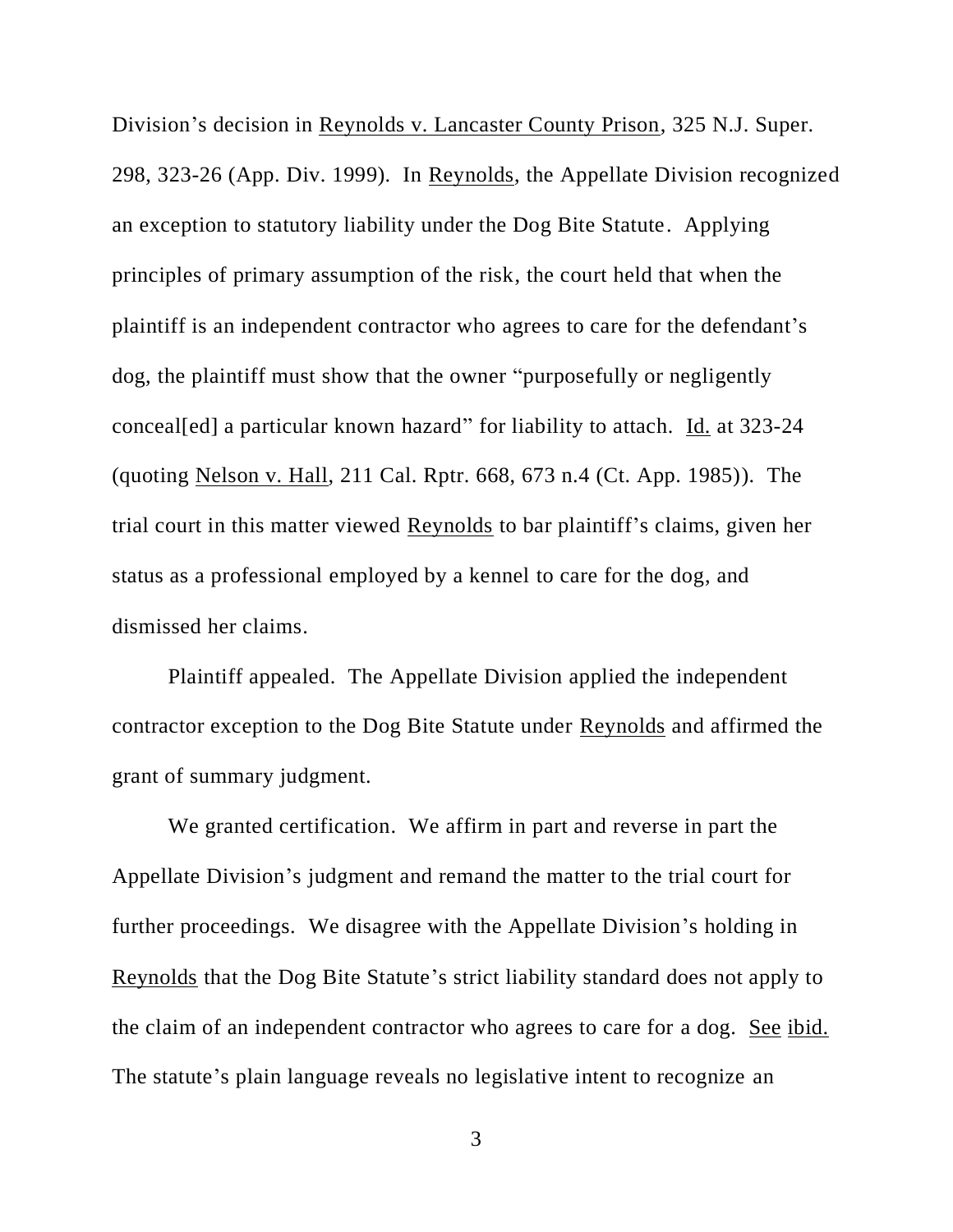Division's decision in Reynolds v. Lancaster County Prison, 325 N.J. Super. 298, 323-26 (App. Div. 1999). In Reynolds, the Appellate Division recognized an exception to statutory liability under the Dog Bite Statute. Applying principles of primary assumption of the risk, the court held that when the plaintiff is an independent contractor who agrees to care for the defendant's dog, the plaintiff must show that the owner "purposefully or negligently conceal[ed] a particular known hazard" for liability to attach. Id. at 323-24 (quoting Nelson v. Hall, 211 Cal. Rptr. 668, 673 n.4 (Ct. App. 1985)). The trial court in this matter viewed Reynolds to bar plaintiff's claims, given her status as a professional employed by a kennel to care for the dog, and dismissed her claims.

Plaintiff appealed. The Appellate Division applied the independent contractor exception to the Dog Bite Statute under Reynolds and affirmed the grant of summary judgment.

We granted certification. We affirm in part and reverse in part the Appellate Division's judgment and remand the matter to the trial court for further proceedings. We disagree with the Appellate Division's holding in Reynolds that the Dog Bite Statute's strict liability standard does not apply to the claim of an independent contractor who agrees to care for a dog. See ibid. The statute's plain language reveals no legislative intent to recognize an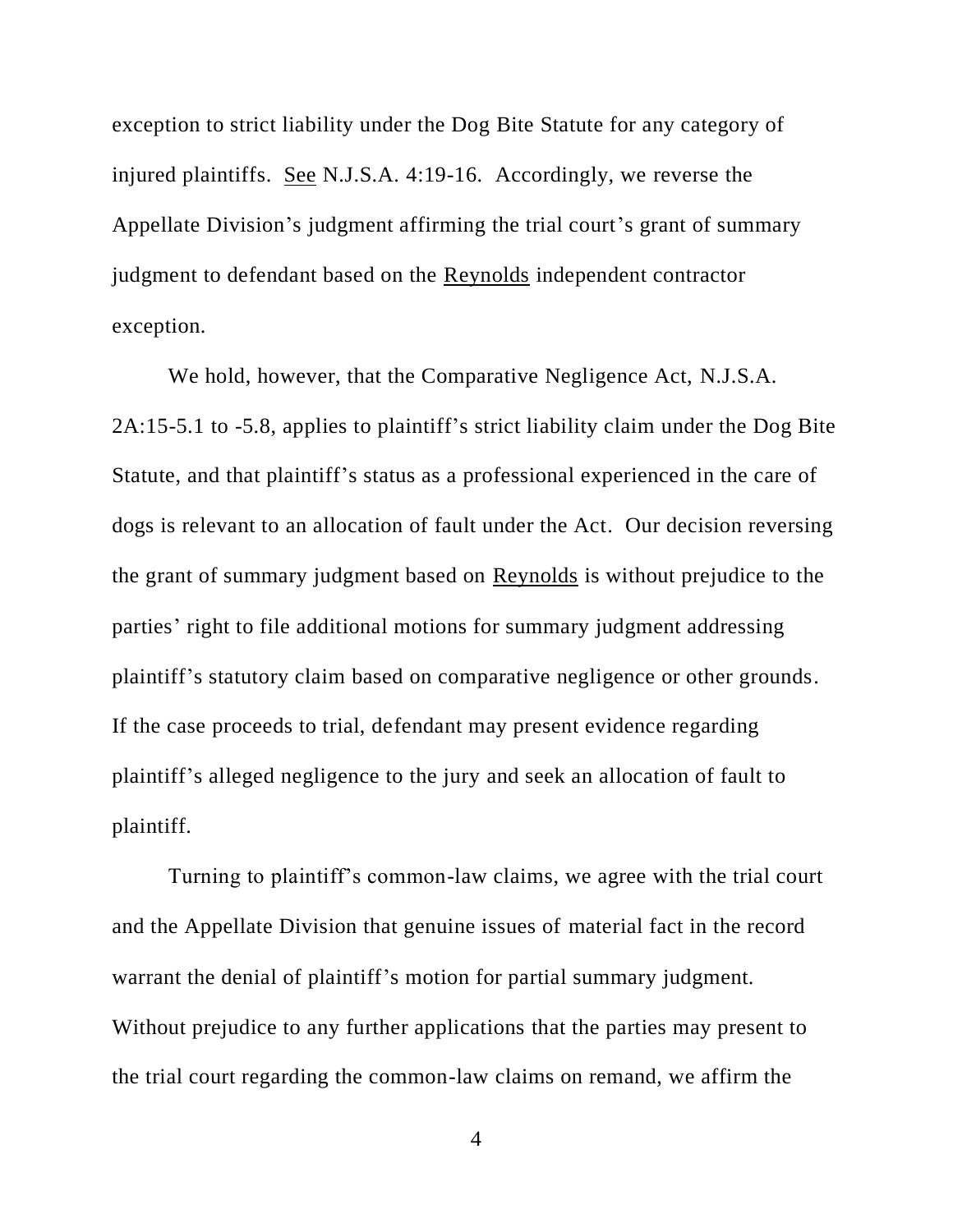exception to strict liability under the Dog Bite Statute for any category of injured plaintiffs. See N.J.S.A. 4:19-16. Accordingly, we reverse the Appellate Division's judgment affirming the trial court's grant of summary judgment to defendant based on the Reynolds independent contractor exception.

We hold, however, that the Comparative Negligence Act, N.J.S.A. 2A:15-5.1 to -5.8, applies to plaintiff's strict liability claim under the Dog Bite Statute, and that plaintiff's status as a professional experienced in the care of dogs is relevant to an allocation of fault under the Act. Our decision reversing the grant of summary judgment based on Reynolds is without prejudice to the parties' right to file additional motions for summary judgment addressing plaintiff's statutory claim based on comparative negligence or other grounds. If the case proceeds to trial, defendant may present evidence regarding plaintiff's alleged negligence to the jury and seek an allocation of fault to plaintiff.

Turning to plaintiff's common-law claims, we agree with the trial court and the Appellate Division that genuine issues of material fact in the record warrant the denial of plaintiff's motion for partial summary judgment. Without prejudice to any further applications that the parties may present to the trial court regarding the common-law claims on remand, we affirm the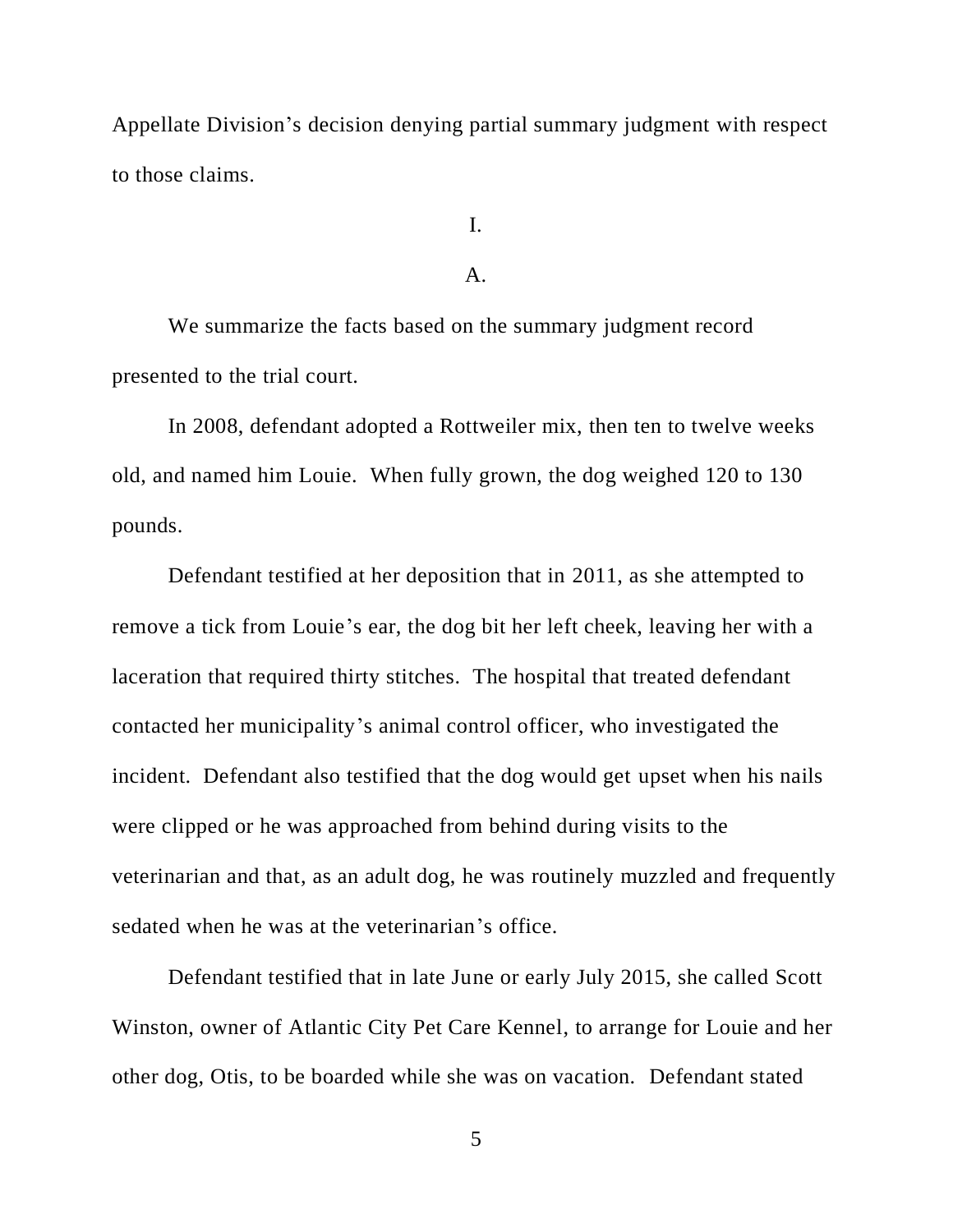Appellate Division's decision denying partial summary judgment with respect to those claims.

I.

A.

We summarize the facts based on the summary judgment record presented to the trial court.

In 2008, defendant adopted a Rottweiler mix, then ten to twelve weeks old, and named him Louie. When fully grown, the dog weighed 120 to 130 pounds.

Defendant testified at her deposition that in 2011, as she attempted to remove a tick from Louie's ear, the dog bit her left cheek, leaving her with a laceration that required thirty stitches. The hospital that treated defendant contacted her municipality's animal control officer, who investigated the incident. Defendant also testified that the dog would get upset when his nails were clipped or he was approached from behind during visits to the veterinarian and that, as an adult dog, he was routinely muzzled and frequently sedated when he was at the veterinarian's office.

Defendant testified that in late June or early July 2015, she called Scott Winston, owner of Atlantic City Pet Care Kennel, to arrange for Louie and her other dog, Otis, to be boarded while she was on vacation. Defendant stated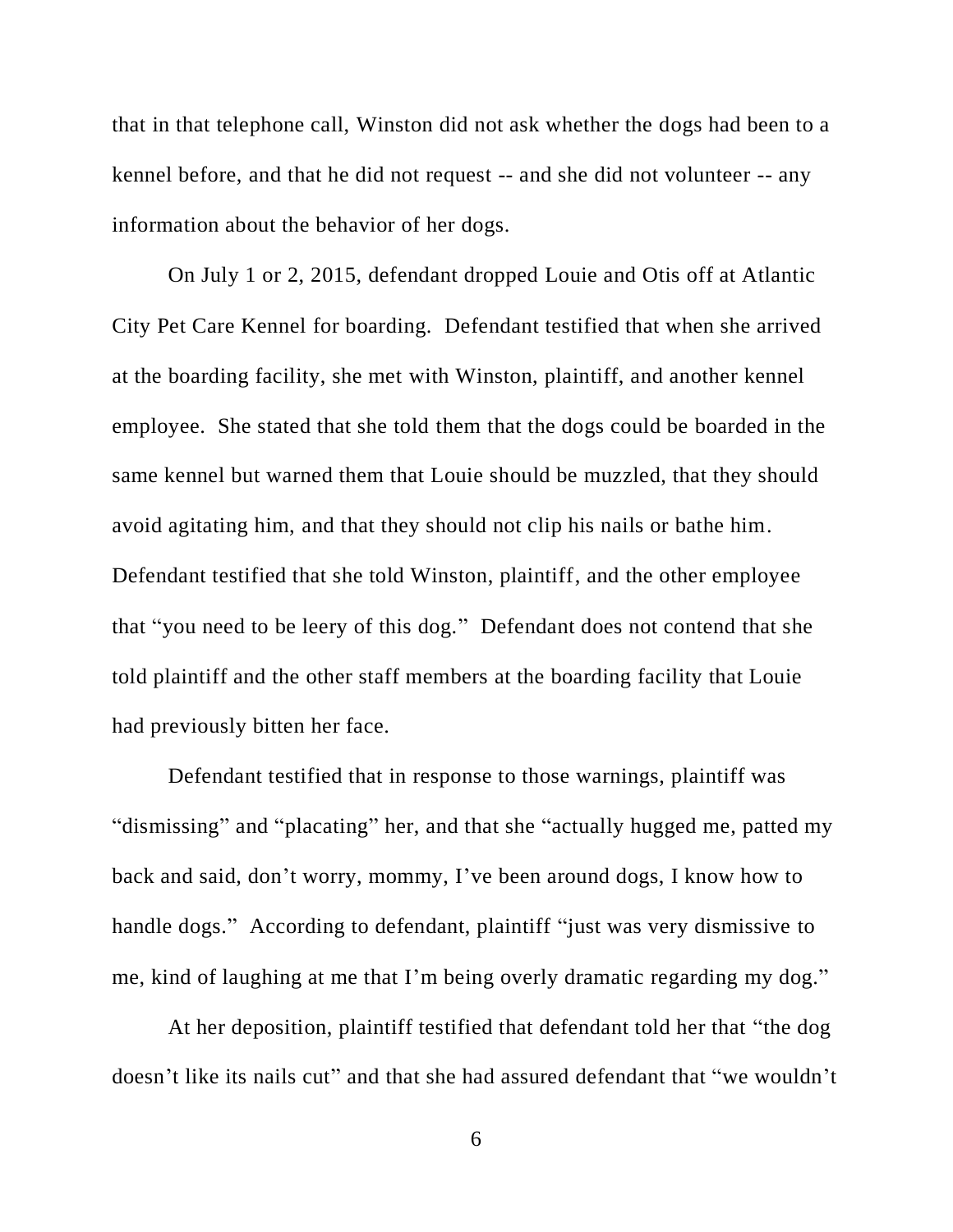that in that telephone call, Winston did not ask whether the dogs had been to a kennel before, and that he did not request -- and she did not volunteer -- any information about the behavior of her dogs.

On July 1 or 2, 2015, defendant dropped Louie and Otis off at Atlantic City Pet Care Kennel for boarding. Defendant testified that when she arrived at the boarding facility, she met with Winston, plaintiff, and another kennel employee. She stated that she told them that the dogs could be boarded in the same kennel but warned them that Louie should be muzzled, that they should avoid agitating him, and that they should not clip his nails or bathe him. Defendant testified that she told Winston, plaintiff, and the other employee that "you need to be leery of this dog." Defendant does not contend that she told plaintiff and the other staff members at the boarding facility that Louie had previously bitten her face.

Defendant testified that in response to those warnings, plaintiff was "dismissing" and "placating" her, and that she "actually hugged me, patted my back and said, don't worry, mommy, I've been around dogs, I know how to handle dogs." According to defendant, plaintiff "just was very dismissive to me, kind of laughing at me that I'm being overly dramatic regarding my dog."

At her deposition, plaintiff testified that defendant told her that "the dog doesn't like its nails cut" and that she had assured defendant that "we wouldn't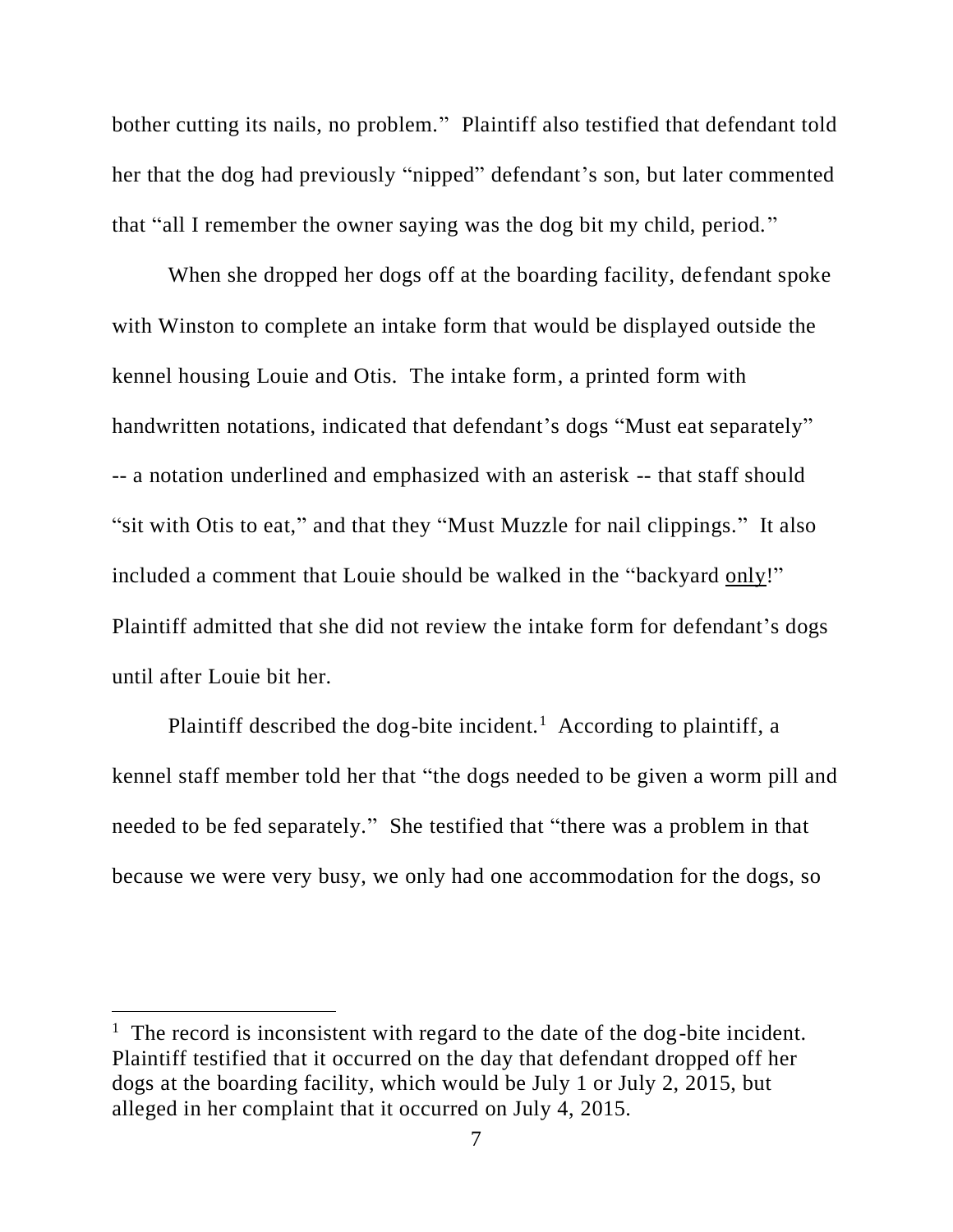bother cutting its nails, no problem." Plaintiff also testified that defendant told her that the dog had previously "nipped" defendant's son, but later commented that "all I remember the owner saying was the dog bit my child, period."

When she dropped her dogs off at the boarding facility, defendant spoke with Winston to complete an intake form that would be displayed outside the kennel housing Louie and Otis. The intake form, a printed form with handwritten notations, indicated that defendant's dogs "Must eat separately" -- a notation underlined and emphasized with an asterisk -- that staff should "sit with Otis to eat," and that they "Must Muzzle for nail clippings." It also included a comment that Louie should be walked in the "backyard <u>only</u>!" Plaintiff admitted that she did not review the intake form for defendant's dogs until after Louie bit her.

Plaintiff described the dog-bite incident.[1] According to plaintiff, a kennel staff member told her that "the dogs needed to be given a worm pill and needed to be fed separately." She testified that "there was a problem in that because we were very busy, we only had one accommodation for the dogs, so

---

[1] The record is inconsistent with regard to the date of the dog-bite incident. Plaintiff testified that it occurred on the day that defendant dropped off her dogs at the boarding facility, which would be July 1 or July 2, 2015, but alleged in her complaint that it occurred on July 4, 2015.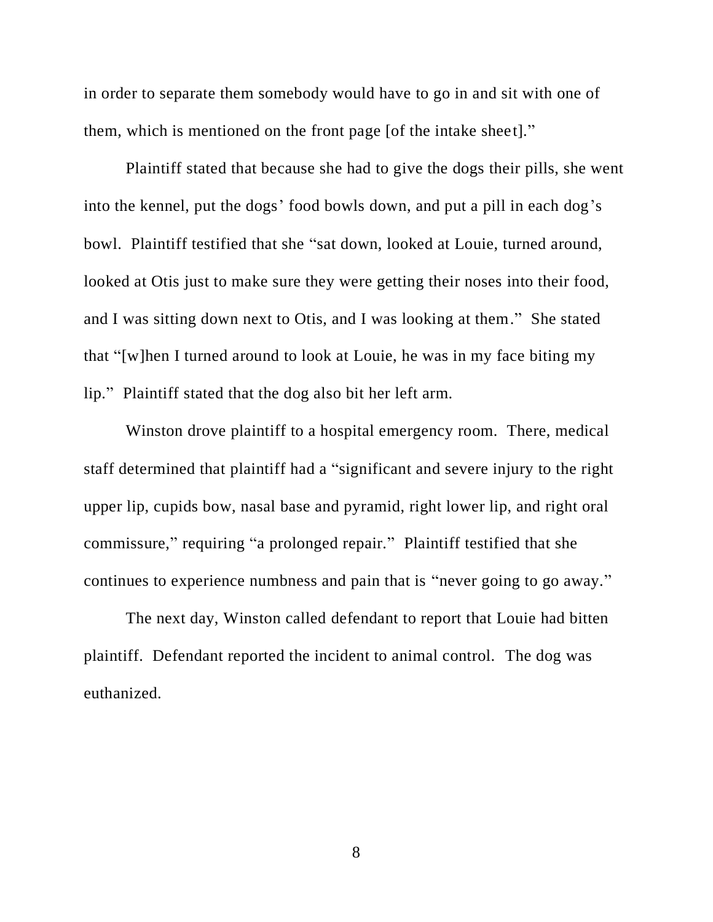in order to separate them somebody would have to go in and sit with one of them, which is mentioned on the front page [of the intake sheet]."

Plaintiff stated that because she had to give the dogs their pills, she went into the kennel, put the dogs' food bowls down, and put a pill in each dog's bowl. Plaintiff testified that she "sat down, looked at Louie, turned around, looked at Otis just to make sure they were getting their noses into their food, and I was sitting down next to Otis, and I was looking at them." She stated that "[w]hen I turned around to look at Louie, he was in my face biting my lip." Plaintiff stated that the dog also bit her left arm.

Winston drove plaintiff to a hospital emergency room. There, medical staff determined that plaintiff had a "significant and severe injury to the right upper lip, cupids bow, nasal base and pyramid, right lower lip, and right oral commissure," requiring "a prolonged repair." Plaintiff testified that she continues to experience numbness and pain that is "never going to go away."

The next day, Winston called defendant to report that Louie had bitten plaintiff. Defendant reported the incident to animal control. The dog was euthanized.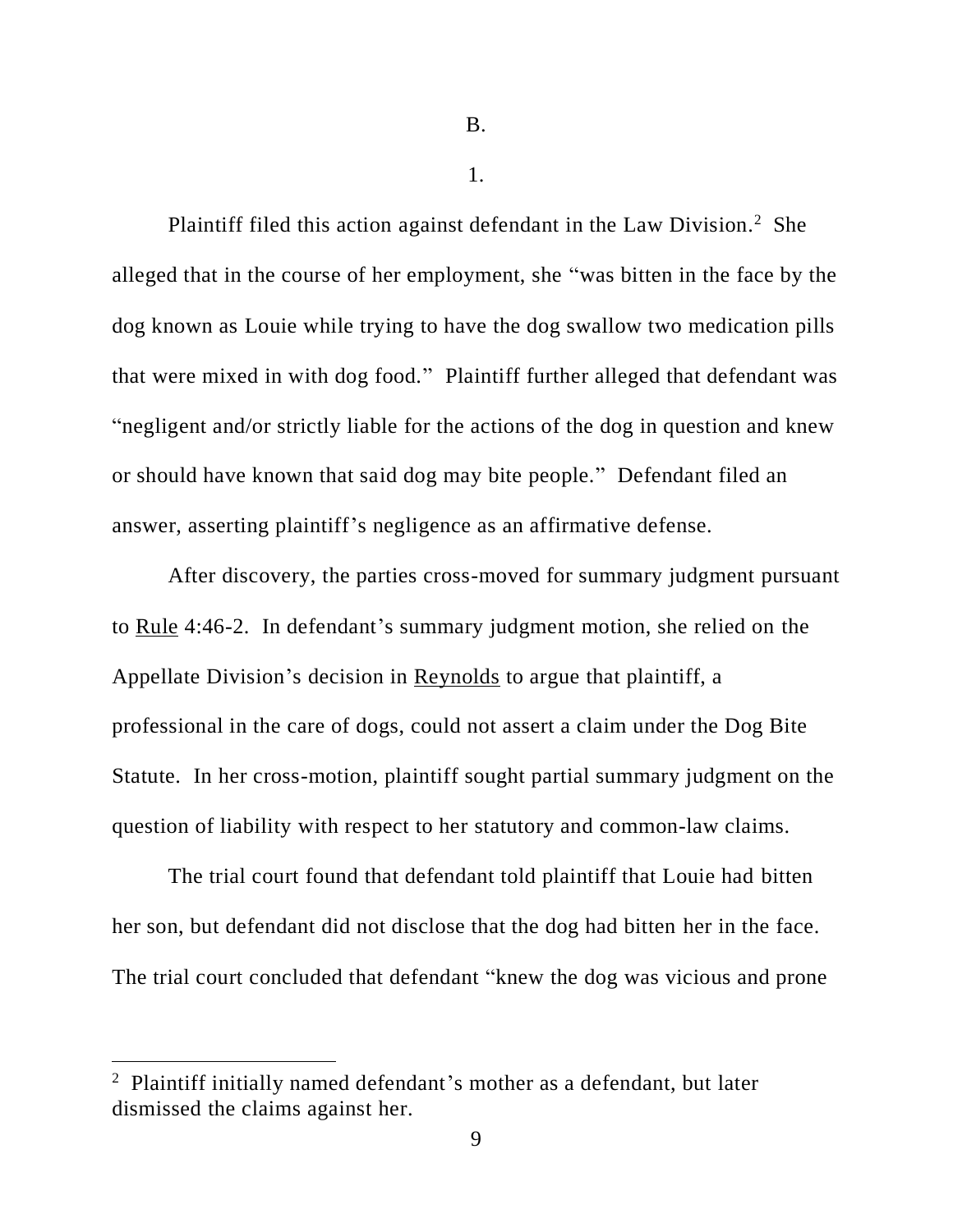B.

1.

Plaintiff filed this action against defendant in the Law Division.[2] She alleged that in the course of her employment, she "was bitten in the face by the dog known as Louie while trying to have the dog swallow two medication pills that were mixed in with dog food." Plaintiff further alleged that defendant was "negligent and/or strictly liable for the actions of the dog in question and knew or should have known that said dog may bite people." Defendant filed an answer, asserting plaintiff's negligence as an affirmative defense.

After discovery, the parties cross-moved for summary judgment pursuant to Rule 4:46-2. In defendant's summary judgment motion, she relied on the Appellate Division's decision in Reynolds to argue that plaintiff, a professional in the care of dogs, could not assert a claim under the Dog Bite Statute. In her cross-motion, plaintiff sought partial summary judgment on the question of liability with respect to her statutory and common-law claims.

The trial court found that defendant told plaintiff that Louie had bitten her son, but defendant did not disclose that the dog had bitten her in the face. The trial court concluded that defendant "knew the dog was vicious and prone

[2] Plaintiff initially named defendant's mother as a defendant, but later dismissed the claims against her.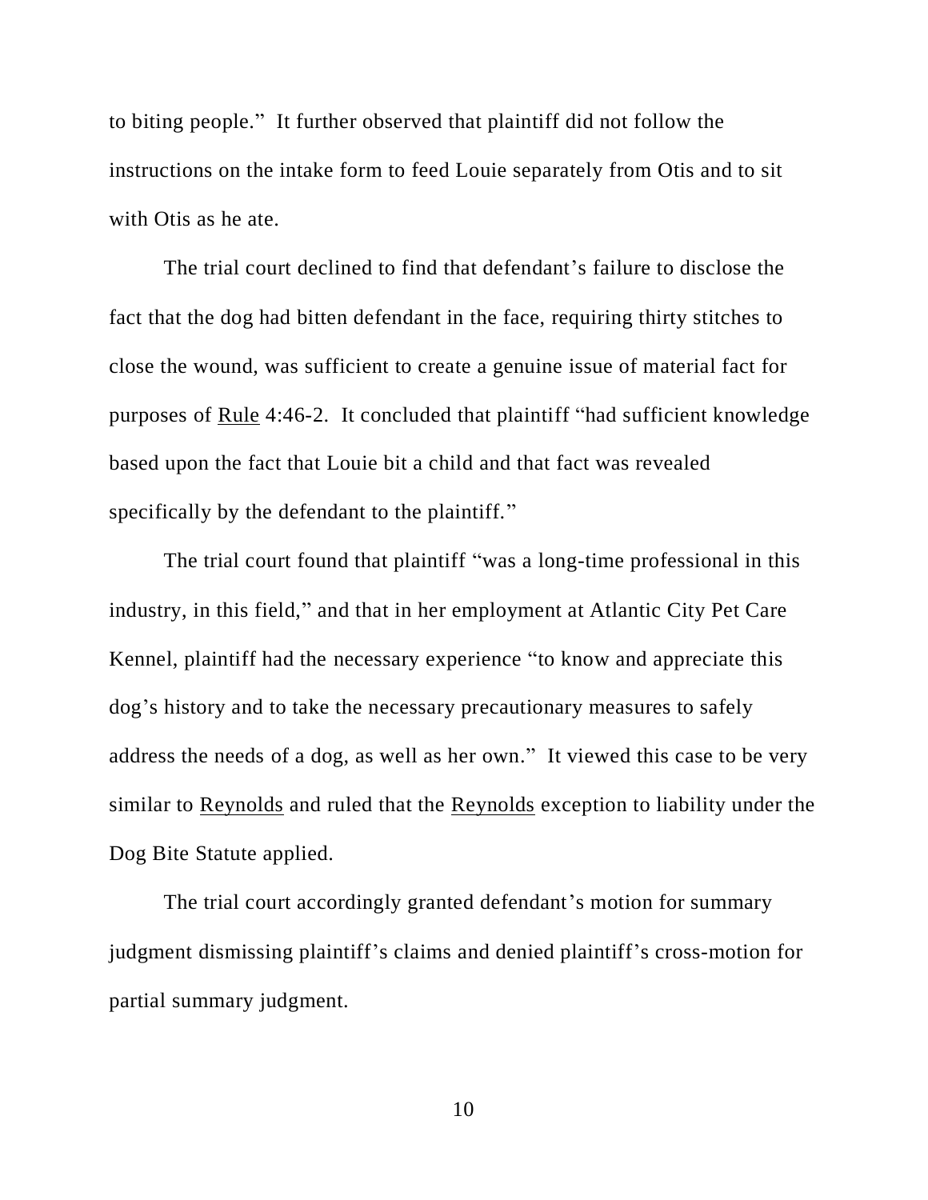to biting people." It further observed that plaintiff did not follow the instructions on the intake form to feed Louie separately from Otis and to sit with Otis as he ate.

The trial court declined to find that defendant's failure to disclose the fact that the dog had bitten defendant in the face, requiring thirty stitches to close the wound, was sufficient to create a genuine issue of material fact for purposes of Rule 4:46-2. It concluded that plaintiff "had sufficient knowledge based upon the fact that Louie bit a child and that fact was revealed specifically by the defendant to the plaintiff."

The trial court found that plaintiff "was a long-time professional in this industry, in this field," and that in her employment at Atlantic City Pet Care Kennel, plaintiff had the necessary experience "to know and appreciate this dog's history and to take the necessary precautionary measures to safely address the needs of a dog, as well as her own." It viewed this case to be very similar to Reynolds and ruled that the Reynolds exception to liability under the Dog Bite Statute applied.

The trial court accordingly granted defendant's motion for summary judgment dismissing plaintiff's claims and denied plaintiff's cross-motion for partial summary judgment.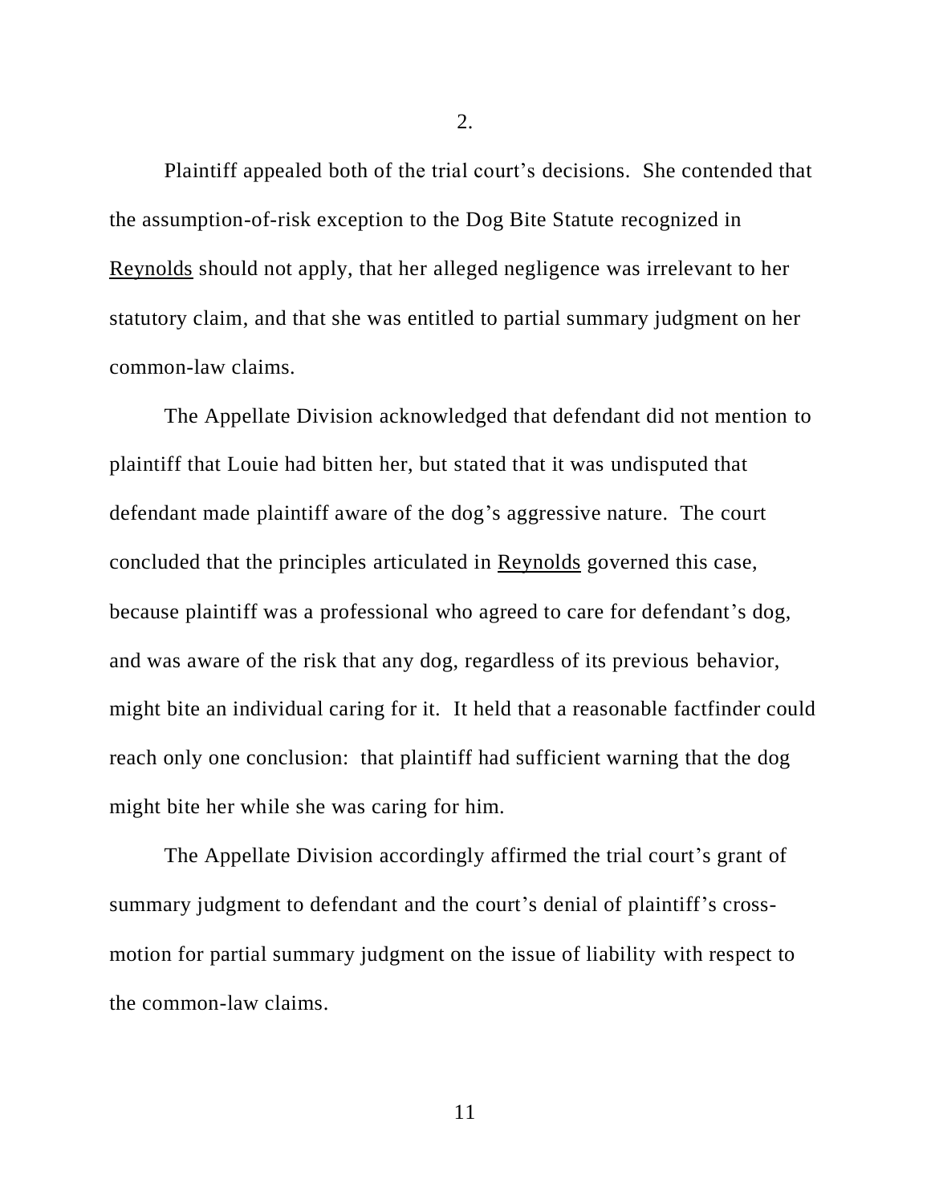2.

Plaintiff appealed both of the trial court's decisions. She contended that the assumption-of-risk exception to the Dog Bite Statute recognized in Reynolds should not apply, that her alleged negligence was irrelevant to her statutory claim, and that she was entitled to partial summary judgment on her common-law claims.

The Appellate Division acknowledged that defendant did not mention to plaintiff that Louie had bitten her, but stated that it was undisputed that defendant made plaintiff aware of the dog's aggressive nature. The court concluded that the principles articulated in Reynolds governed this case, because plaintiff was a professional who agreed to care for defendant's dog, and was aware of the risk that any dog, regardless of its previous behavior, might bite an individual caring for it. It held that a reasonable factfinder could reach only one conclusion: that plaintiff had sufficient warning that the dog might bite her while she was caring for him.

The Appellate Division accordingly affirmed the trial court's grant of summary judgment to defendant and the court's denial of plaintiff's cross-motion for partial summary judgment on the issue of liability with respect to the common-law claims.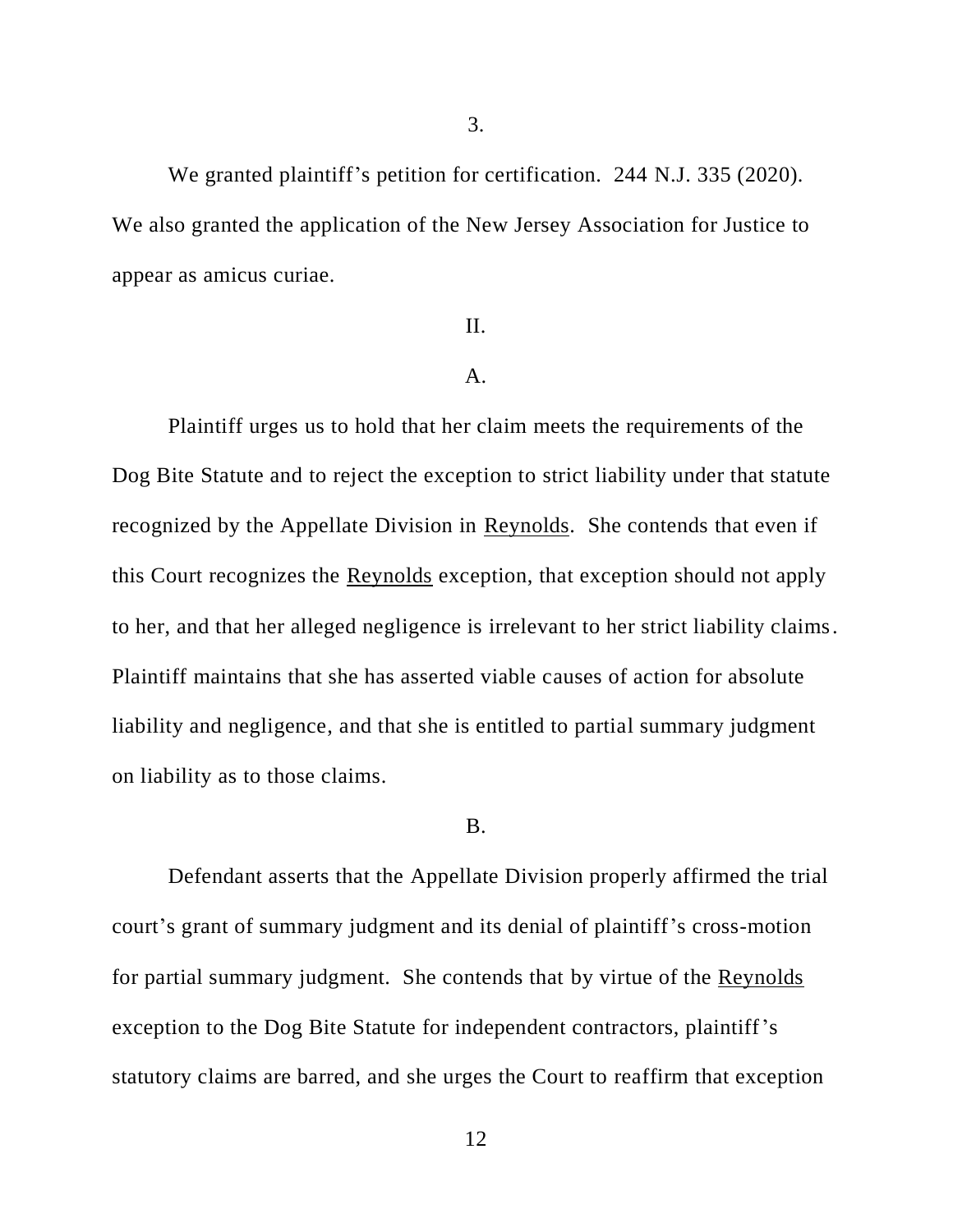3.

We granted plaintiff's petition for certification. 244 N.J. 335 (2020). We also granted the application of the New Jersey Association for Justice to appear as amicus curiae.

II.

A.

Plaintiff urges us to hold that her claim meets the requirements of the Dog Bite Statute and to reject the exception to strict liability under that statute recognized by the Appellate Division in Reynolds. She contends that even if this Court recognizes the Reynolds exception, that exception should not apply to her, and that her alleged negligence is irrelevant to her strict liability claims. Plaintiff maintains that she has asserted viable causes of action for absolute liability and negligence, and that she is entitled to partial summary judgment on liability as to those claims.

B.

Defendant asserts that the Appellate Division properly affirmed the trial court's grant of summary judgment and its denial of plaintiff's cross-motion for partial summary judgment. She contends that by virtue of the Reynolds exception to the Dog Bite Statute for independent contractors, plaintiff's statutory claims are barred, and she urges the Court to reaffirm that exception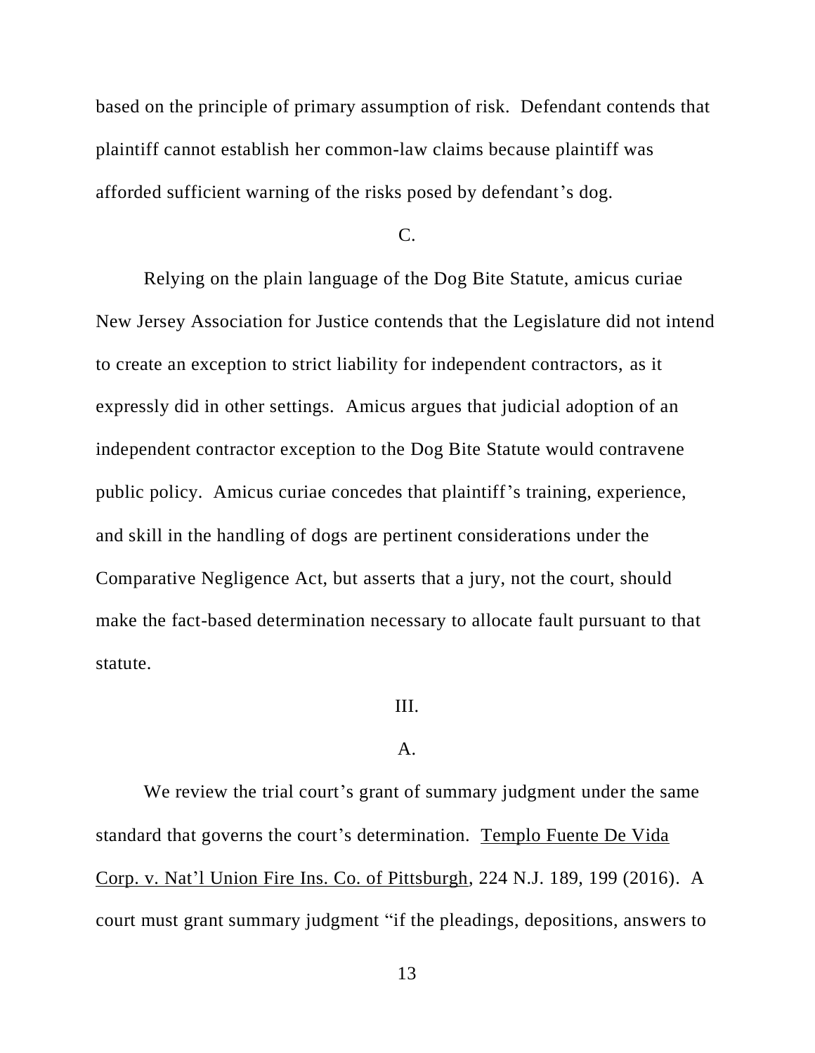based on the principle of primary assumption of risk. Defendant contends that plaintiff cannot establish her common-law claims because plaintiff was afforded sufficient warning of the risks posed by defendant's dog.

C.

Relying on the plain language of the Dog Bite Statute, amicus curiae New Jersey Association for Justice contends that the Legislature did not intend to create an exception to strict liability for independent contractors, as it expressly did in other settings. Amicus argues that judicial adoption of an independent contractor exception to the Dog Bite Statute would contravene public policy. Amicus curiae concedes that plaintiff's training, experience, and skill in the handling of dogs are pertinent considerations under the Comparative Negligence Act, but asserts that a jury, not the court, should make the fact-based determination necessary to allocate fault pursuant to that statute.

III.

A.

We review the trial court's grant of summary judgment under the same standard that governs the court's determination. Templo Fuente De Vida Corp. v. Nat'l Union Fire Ins. Co. of Pittsburgh, 224 N.J. 189, 199 (2016). A court must grant summary judgment "if the pleadings, depositions, answers to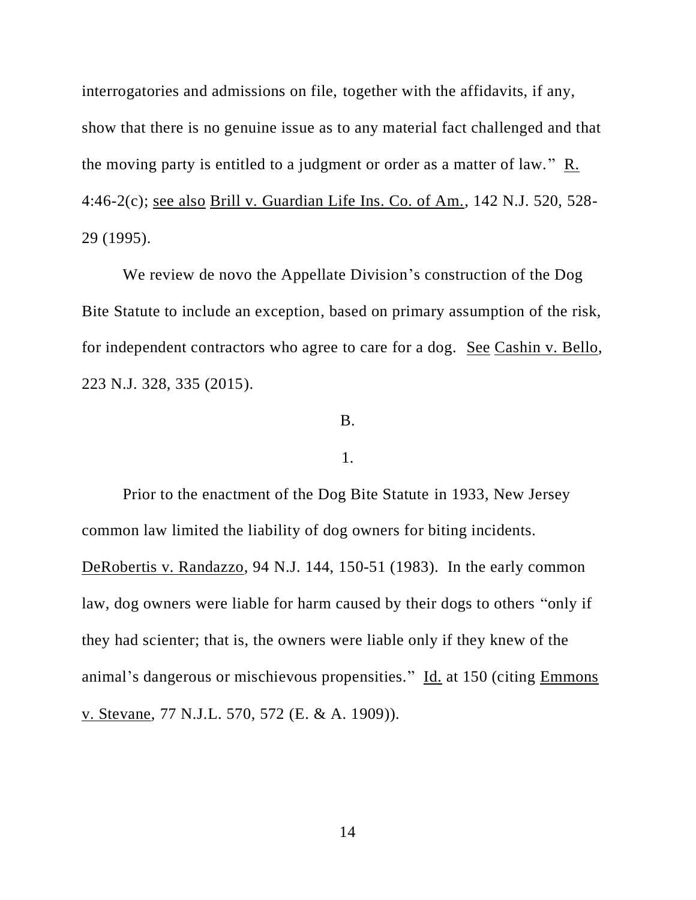interrogatories and admissions on file, together with the affidavits, if any, show that there is no genuine issue as to any material fact challenged and that the moving party is entitled to a judgment or order as a matter of law." R. 4:46-2(c); see also Brill v. Guardian Life Ins. Co. of Am., 142 N.J. 520, 528-29 (1995).

We review de novo the Appellate Division's construction of the Dog Bite Statute to include an exception, based on primary assumption of the risk, for independent contractors who agree to care for a dog. See Cashin v. Bello, 223 N.J. 328, 335 (2015).

B.

1.

Prior to the enactment of the Dog Bite Statute in 1933, New Jersey common law limited the liability of dog owners for biting incidents. DeRobertis v. Randazzo, 94 N.J. 144, 150-51 (1983). In the early common law, dog owners were liable for harm caused by their dogs to others "only if they had scienter; that is, the owners were liable only if they knew of the animal's dangerous or mischievous propensities." Id. at 150 (citing Emmons v. Stevane, 77 N.J.L. 570, 572 (E. & A. 1909)).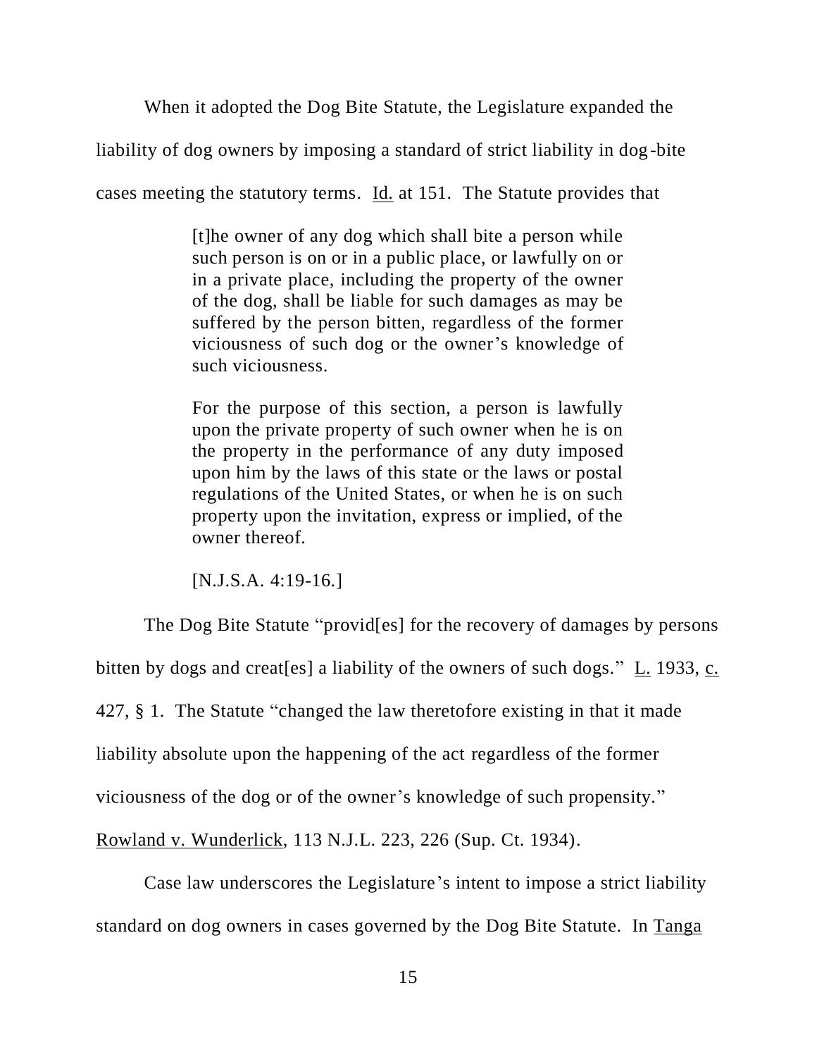When it adopted the Dog Bite Statute, the Legislature expanded the liability of dog owners by imposing a standard of strict liability in dog-bite cases meeting the statutory terms. Id. at 151. The Statute provides that

> [t]he owner of any dog which shall bite a person while such person is on or in a public place, or lawfully on or in a private place, including the property of the owner of the dog, shall be liable for such damages as may be suffered by the person bitten, regardless of the former viciousness of such dog or the owner's knowledge of such viciousness.
>
> For the purpose of this section, a person is lawfully upon the private property of such owner when he is on the property in the performance of any duty imposed upon him by the laws of this state or the laws or postal regulations of the United States, or when he is on such property upon the invitation, express or implied, of the owner thereof.
>
> [N.J.S.A. 4:19-16.]

The Dog Bite Statute "provid[es] for the recovery of damages by persons bitten by dogs and creat[es] a liability of the owners of such dogs." L. 1933, c. 427, § 1. The Statute "changed the law theretofore existing in that it made liability absolute upon the happening of the act regardless of the former viciousness of the dog or of the owner's knowledge of such propensity." Rowland v. Wunderlick, 113 N.J.L. 223, 226 (Sup. Ct. 1934).

Case law underscores the Legislature's intent to impose a strict liability standard on dog owners in cases governed by the Dog Bite Statute. In Tanga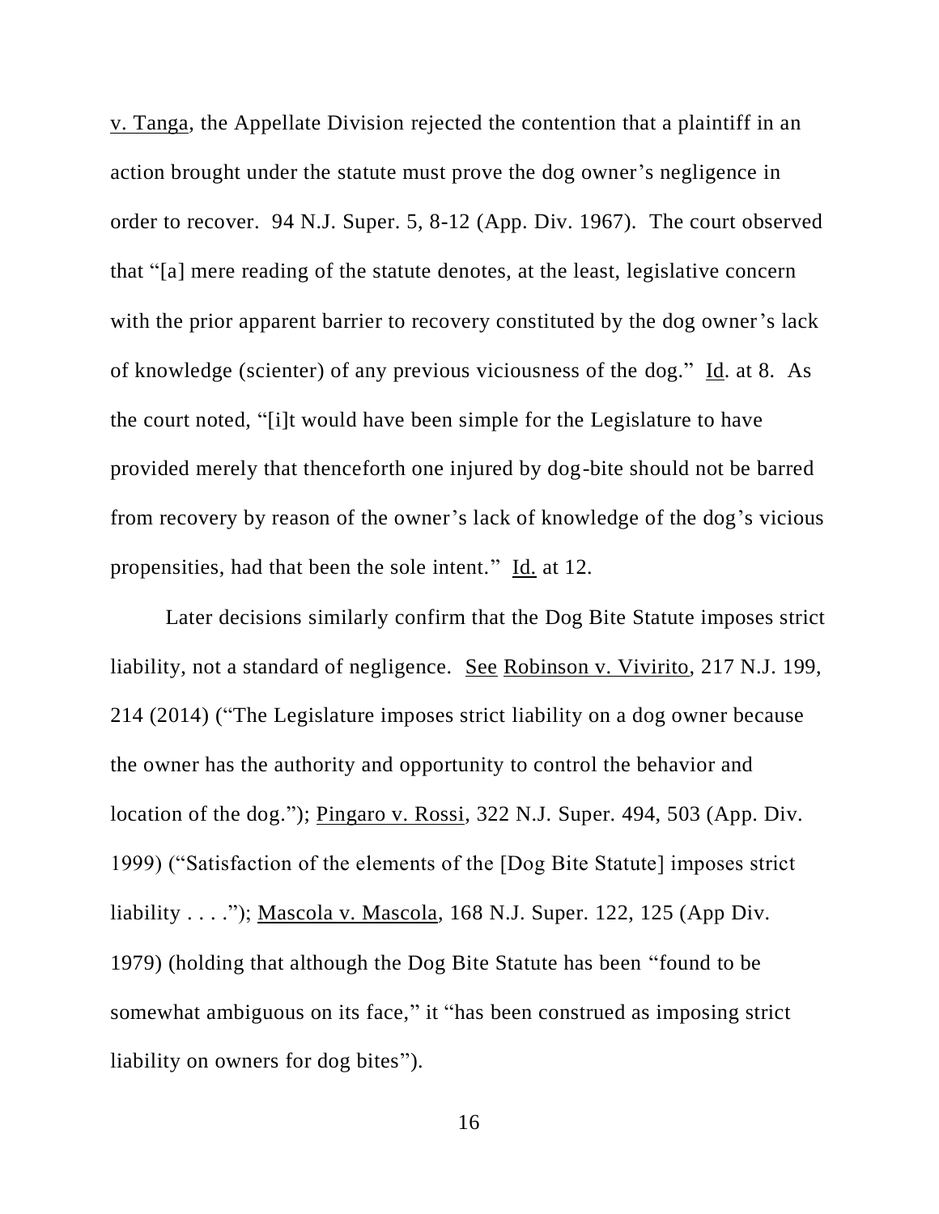v. Tanga, the Appellate Division rejected the contention that a plaintiff in an action brought under the statute must prove the dog owner's negligence in order to recover. 94 N.J. Super. 5, 8-12 (App. Div. 1967). The court observed that "[a] mere reading of the statute denotes, at the least, legislative concern with the prior apparent barrier to recovery constituted by the dog owner's lack of knowledge (scienter) of any previous viciousness of the dog." Id. at 8. As the court noted, "[i]t would have been simple for the Legislature to have provided merely that thenceforth one injured by dog-bite should not be barred from recovery by reason of the owner's lack of knowledge of the dog's vicious propensities, had that been the sole intent." Id. at 12.

Later decisions similarly confirm that the Dog Bite Statute imposes strict liability, not a standard of negligence. See Robinson v. Vivirito, 217 N.J. 199, 214 (2014) ("The Legislature imposes strict liability on a dog owner because the owner has the authority and opportunity to control the behavior and location of the dog."); Pingaro v. Rossi, 322 N.J. Super. 494, 503 (App. Div. 1999) ("Satisfaction of the elements of the [Dog Bite Statute] imposes strict liability . . . ."); Mascola v. Mascola, 168 N.J. Super. 122, 125 (App Div. 1979) (holding that although the Dog Bite Statute has been "found to be somewhat ambiguous on its face," it "has been construed as imposing strict liability on owners for dog bites").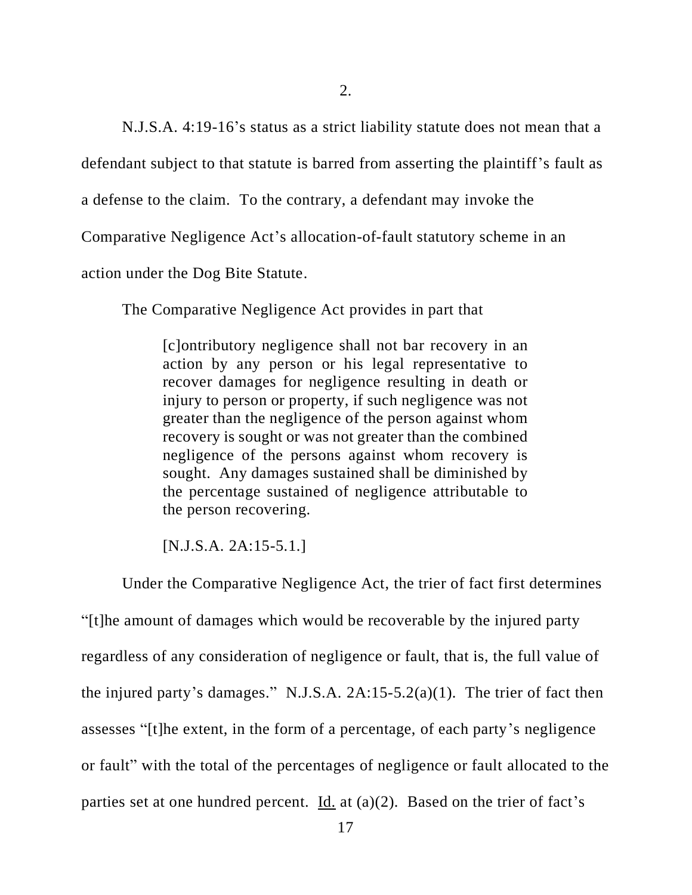2.

N.J.S.A. 4:19-16's status as a strict liability statute does not mean that a defendant subject to that statute is barred from asserting the plaintiff's fault as a defense to the claim. To the contrary, a defendant may invoke the Comparative Negligence Act's allocation-of-fault statutory scheme in an action under the Dog Bite Statute.

The Comparative Negligence Act provides in part that

> [c]ontributory negligence shall not bar recovery in an action by any person or his legal representative to recover damages for negligence resulting in death or injury to person or property, if such negligence was not greater than the negligence of the person against whom recovery is sought or was not greater than the combined negligence of the persons against whom recovery is sought. Any damages sustained shall be diminished by the percentage sustained of negligence attributable to the person recovering.
>
> [N.J.S.A. 2A:15-5.1.]

Under the Comparative Negligence Act, the trier of fact first determines "[t]he amount of damages which would be recoverable by the injured party regardless of any consideration of negligence or fault, that is, the full value of the injured party's damages." N.J.S.A. 2A:15-5.2(a)(1). The trier of fact then assesses "[t]he extent, in the form of a percentage, of each party's negligence or fault" with the total of the percentages of negligence or fault allocated to the parties set at one hundred percent. Id. at (a)(2). Based on the trier of fact's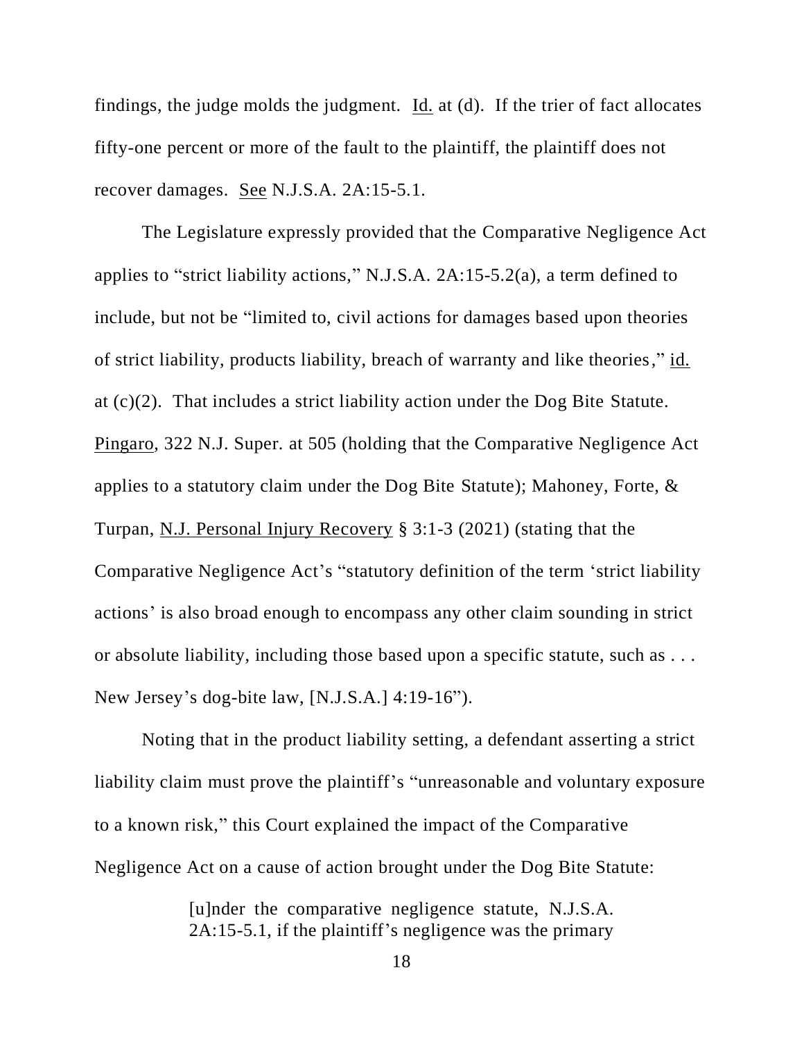findings, the judge molds the judgment. Id. at (d). If the trier of fact allocates fifty-one percent or more of the fault to the plaintiff, the plaintiff does not recover damages. See N.J.S.A. 2A:15-5.1.

The Legislature expressly provided that the Comparative Negligence Act applies to "strict liability actions," N.J.S.A. 2A:15-5.2(a), a term defined to include, but not be "limited to, civil actions for damages based upon theories of strict liability, products liability, breach of warranty and like theories," id. at (c)(2). That includes a strict liability action under the Dog Bite Statute. Pingaro, 322 N.J. Super. at 505 (holding that the Comparative Negligence Act applies to a statutory claim under the Dog Bite Statute); Mahoney, Forte, & Turpan, N.J. Personal Injury Recovery § 3:1-3 (2021) (stating that the Comparative Negligence Act's "statutory definition of the term 'strict liability actions' is also broad enough to encompass any other claim sounding in strict or absolute liability, including those based upon a specific statute, such as . . . New Jersey's dog-bite law, [N.J.S.A.] 4:19-16").

Noting that in the product liability setting, a defendant asserting a strict liability claim must prove the plaintiff's "unreasonable and voluntary exposure to a known risk," this Court explained the impact of the Comparative Negligence Act on a cause of action brought under the Dog Bite Statute:

> [u]nder the comparative negligence statute, N.J.S.A. 2A:15-5.1, if the plaintiff's negligence was the primary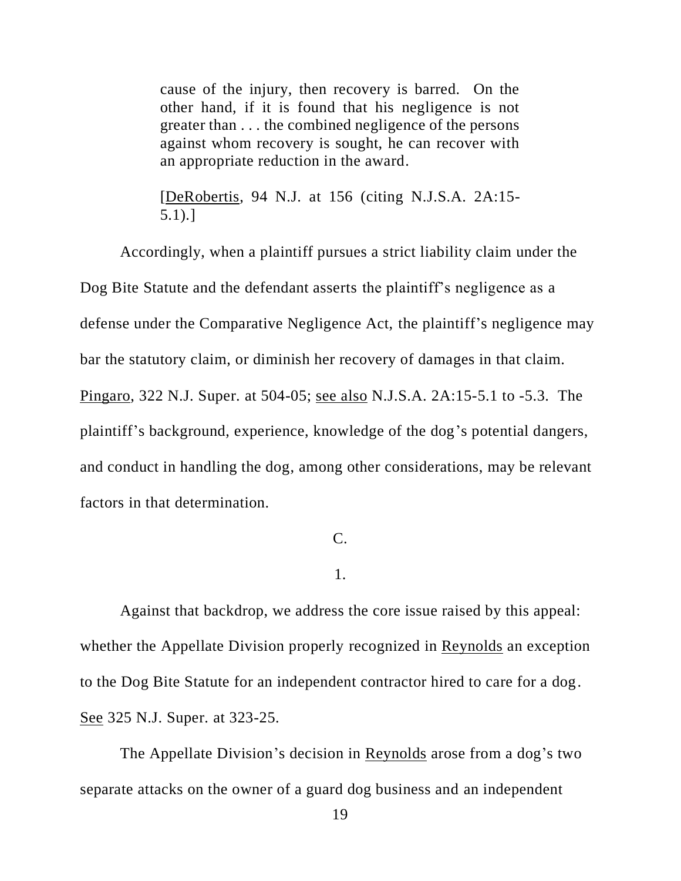> cause of the injury, then recovery is barred. On the other hand, if it is found that his negligence is not greater than . . . the combined negligence of the persons against whom recovery is sought, he can recover with an appropriate reduction in the award.
>
> [DeRobertis, 94 N.J. at 156 (citing N.J.S.A. 2A:15-5.1).]

Accordingly, when a plaintiff pursues a strict liability claim under the Dog Bite Statute and the defendant asserts the plaintiff's negligence as a defense under the Comparative Negligence Act, the plaintiff's negligence may bar the statutory claim, or diminish her recovery of damages in that claim. Pingaro, 322 N.J. Super. at 504-05; see also N.J.S.A. 2A:15-5.1 to -5.3. The plaintiff's background, experience, knowledge of the dog's potential dangers, and conduct in handling the dog, among other considerations, may be relevant factors in that determination.

C.

1.

Against that backdrop, we address the core issue raised by this appeal: whether the Appellate Division properly recognized in Reynolds an exception to the Dog Bite Statute for an independent contractor hired to care for a dog. See 325 N.J. Super. at 323-25.

The Appellate Division's decision in Reynolds arose from a dog's two separate attacks on the owner of a guard dog business and an independent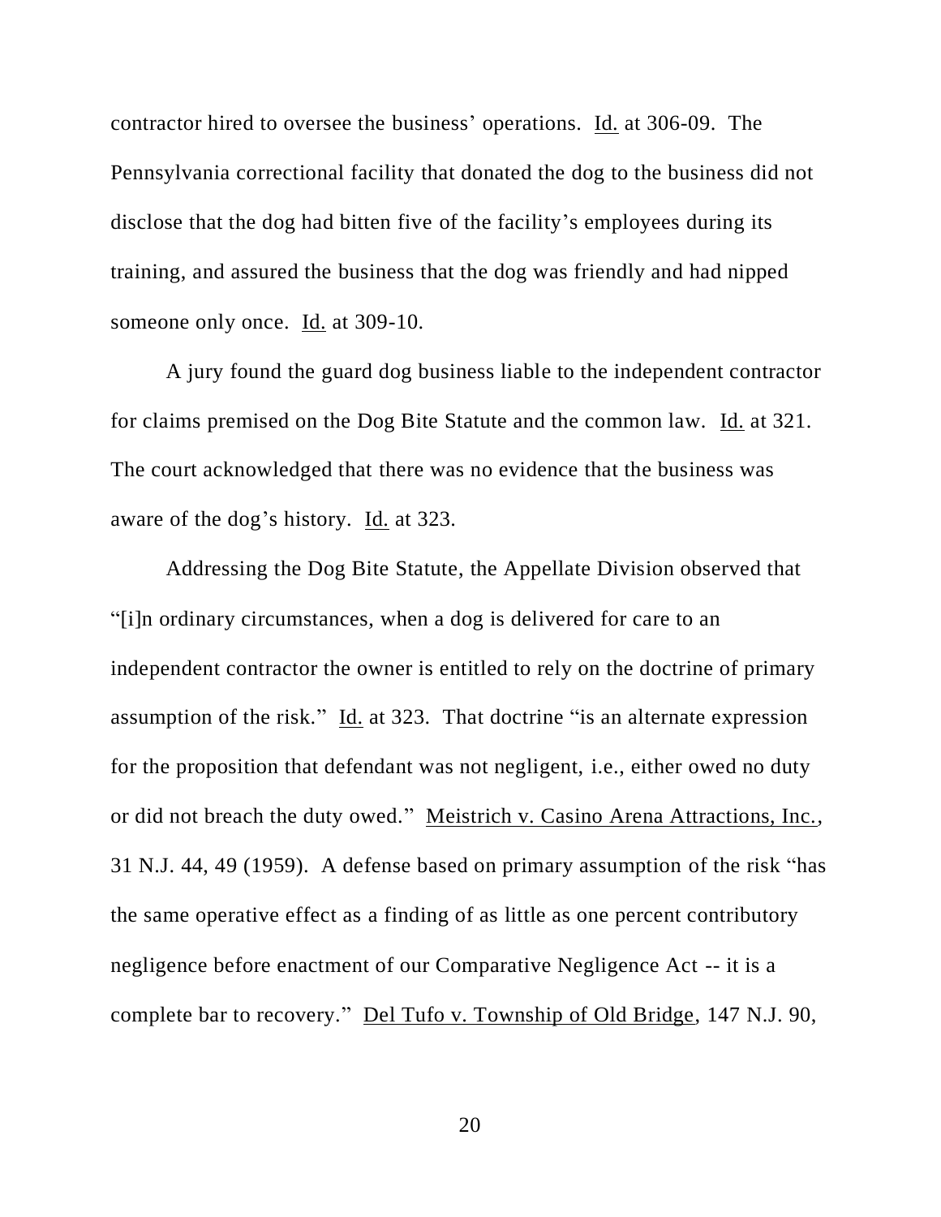contractor hired to oversee the business' operations. Id. at 306-09. The Pennsylvania correctional facility that donated the dog to the business did not disclose that the dog had bitten five of the facility's employees during its training, and assured the business that the dog was friendly and had nipped someone only once. Id. at 309-10.

A jury found the guard dog business liable to the independent contractor for claims premised on the Dog Bite Statute and the common law. Id. at 321. The court acknowledged that there was no evidence that the business was aware of the dog's history. Id. at 323.

Addressing the Dog Bite Statute, the Appellate Division observed that "[i]n ordinary circumstances, when a dog is delivered for care to an independent contractor the owner is entitled to rely on the doctrine of primary assumption of the risk." Id. at 323. That doctrine "is an alternate expression for the proposition that defendant was not negligent, i.e., either owed no duty or did not breach the duty owed." Meistrich v. Casino Arena Attractions, Inc., 31 N.J. 44, 49 (1959). A defense based on primary assumption of the risk "has the same operative effect as a finding of as little as one percent contributory negligence before enactment of our Comparative Negligence Act -- it is a complete bar to recovery." Del Tufo v. Township of Old Bridge, 147 N.J. 90,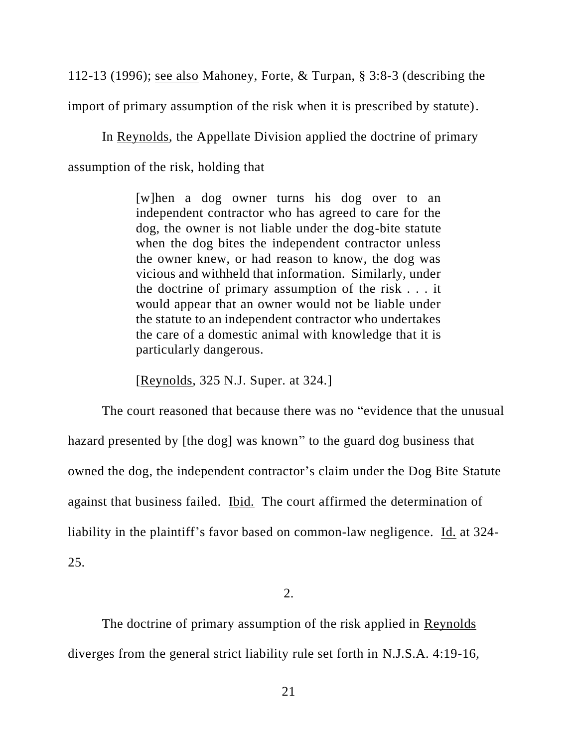112-13 (1996); see also Mahoney, Forte, & Turpan, § 3:8-3 (describing the import of primary assumption of the risk when it is prescribed by statute).

In Reynolds, the Appellate Division applied the doctrine of primary assumption of the risk, holding that

> [w]hen a dog owner turns his dog over to an independent contractor who has agreed to care for the dog, the owner is not liable under the dog-bite statute when the dog bites the independent contractor unless the owner knew, or had reason to know, the dog was vicious and withheld that information. Similarly, under the doctrine of primary assumption of the risk . . . it would appear that an owner would not be liable under the statute to an independent contractor who undertakes the care of a domestic animal with knowledge that it is particularly dangerous.
>
> [Reynolds, 325 N.J. Super. at 324.]

The court reasoned that because there was no "evidence that the unusual hazard presented by [the dog] was known" to the guard dog business that owned the dog, the independent contractor's claim under the Dog Bite Statute against that business failed. Ibid. The court affirmed the determination of liability in the plaintiff's favor based on common-law negligence. Id. at 324-25.

2.

The doctrine of primary assumption of the risk applied in Reynolds diverges from the general strict liability rule set forth in N.J.S.A. 4:19-16,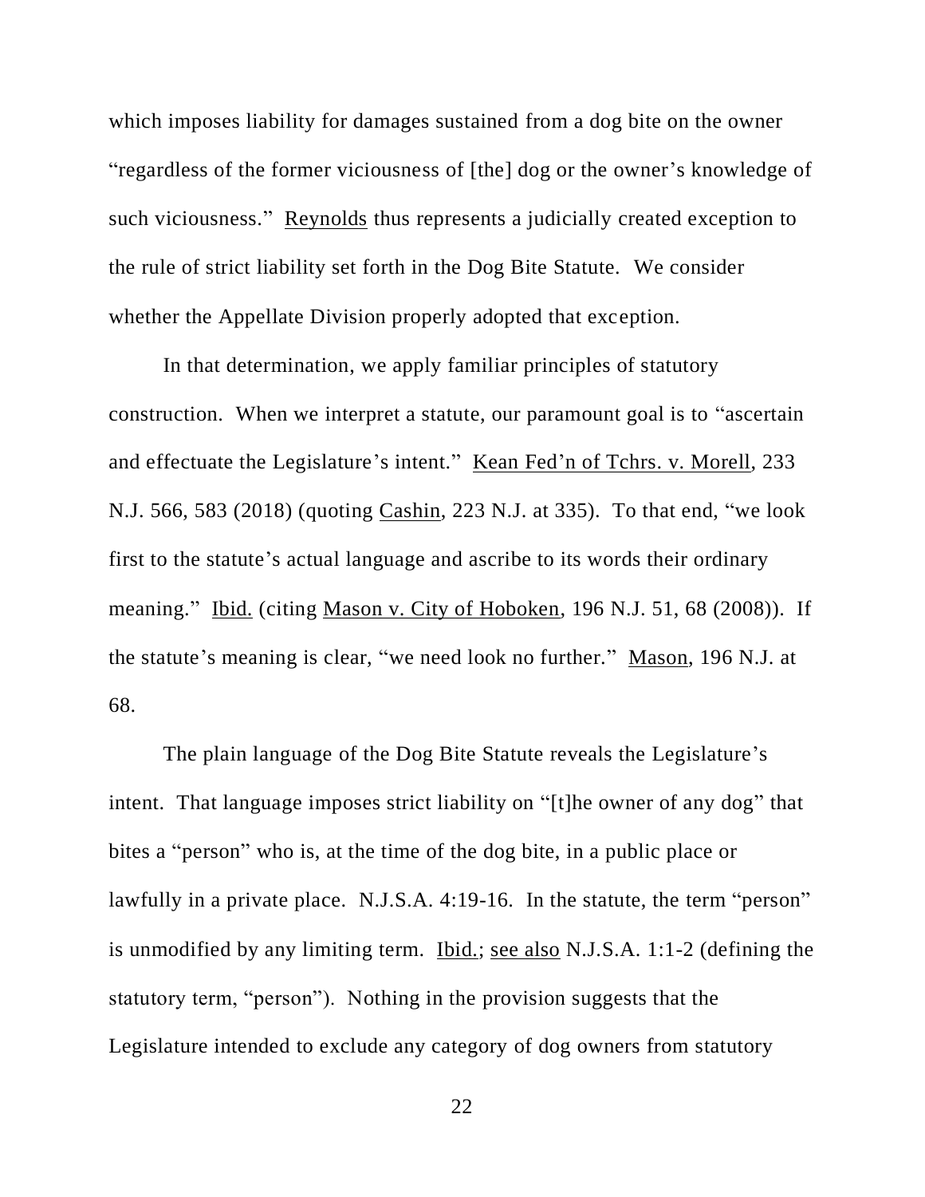which imposes liability for damages sustained from a dog bite on the owner "regardless of the former viciousness of [the] dog or the owner's knowledge of such viciousness." Reynolds thus represents a judicially created exception to the rule of strict liability set forth in the Dog Bite Statute. We consider whether the Appellate Division properly adopted that exception.

In that determination, we apply familiar principles of statutory construction. When we interpret a statute, our paramount goal is to "ascertain and effectuate the Legislature's intent." Kean Fed'n of Tchrs. v. Morell, 233 N.J. 566, 583 (2018) (quoting Cashin, 223 N.J. at 335). To that end, "we look first to the statute's actual language and ascribe to its words their ordinary meaning." Ibid. (citing Mason v. City of Hoboken, 196 N.J. 51, 68 (2008)). If the statute's meaning is clear, "we need look no further." Mason, 196 N.J. at 68.

The plain language of the Dog Bite Statute reveals the Legislature's intent. That language imposes strict liability on "[t]he owner of any dog" that bites a "person" who is, at the time of the dog bite, in a public place or lawfully in a private place. N.J.S.A. 4:19-16. In the statute, the term "person" is unmodified by any limiting term. Ibid.; see also N.J.S.A. 1:1-2 (defining the statutory term, "person"). Nothing in the provision suggests that the Legislature intended to exclude any category of dog owners from statutory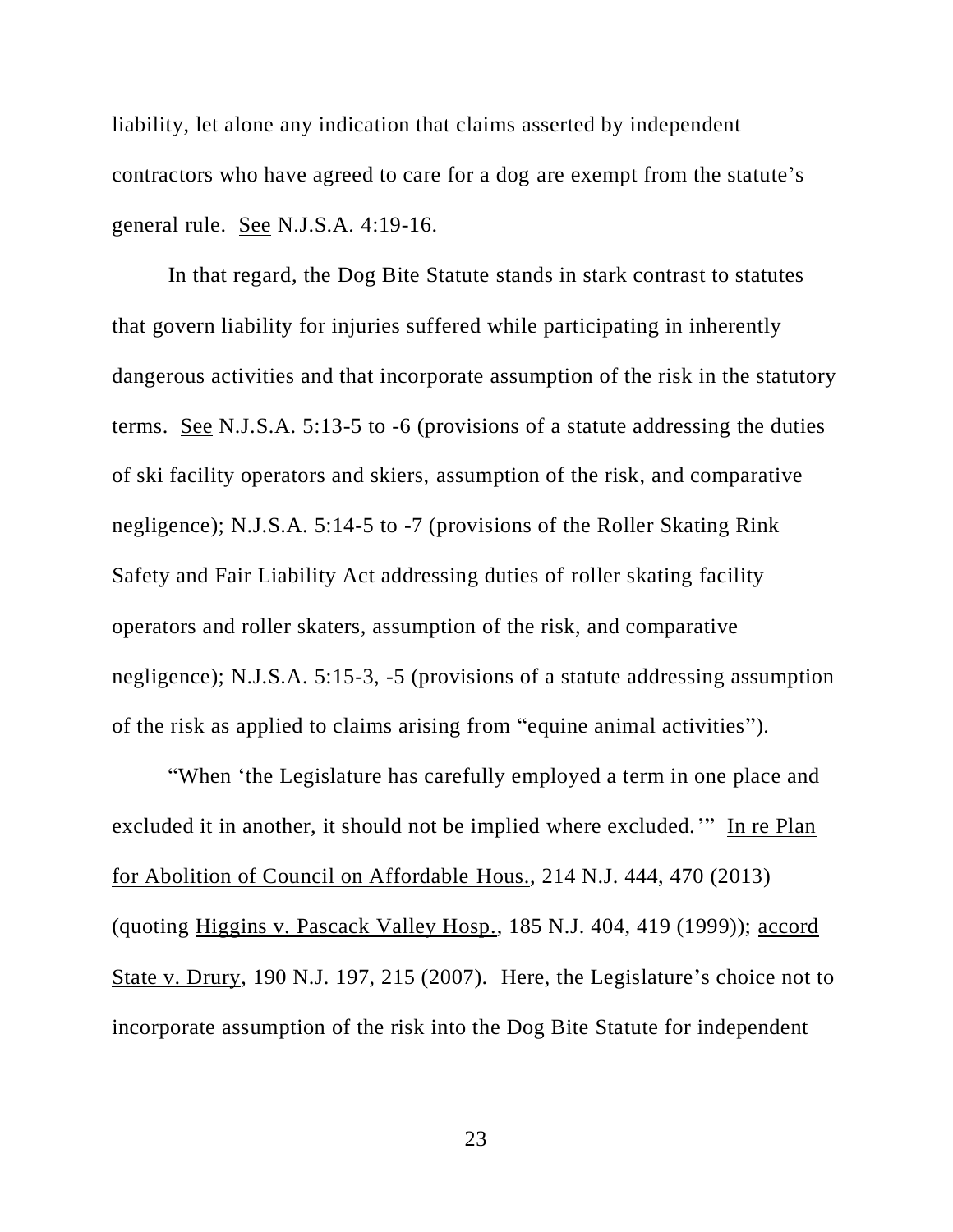liability, let alone any indication that claims asserted by independent contractors who have agreed to care for a dog are exempt from the statute's general rule. See N.J.S.A. 4:19-16.

In that regard, the Dog Bite Statute stands in stark contrast to statutes that govern liability for injuries suffered while participating in inherently dangerous activities and that incorporate assumption of the risk in the statutory terms. See N.J.S.A. 5:13-5 to -6 (provisions of a statute addressing the duties of ski facility operators and skiers, assumption of the risk, and comparative negligence); N.J.S.A. 5:14-5 to -7 (provisions of the Roller Skating Rink Safety and Fair Liability Act addressing duties of roller skating facility operators and roller skaters, assumption of the risk, and comparative negligence); N.J.S.A. 5:15-3, -5 (provisions of a statute addressing assumption of the risk as applied to claims arising from "equine animal activities").

"When 'the Legislature has carefully employed a term in one place and excluded it in another, it should not be implied where excluded.'" In re Plan for Abolition of Council on Affordable Hous., 214 N.J. 444, 470 (2013) (quoting Higgins v. Pascack Valley Hosp., 185 N.J. 404, 419 (1999)); accord State v. Drury, 190 N.J. 197, 215 (2007). Here, the Legislature's choice not to incorporate assumption of the risk into the Dog Bite Statute for independent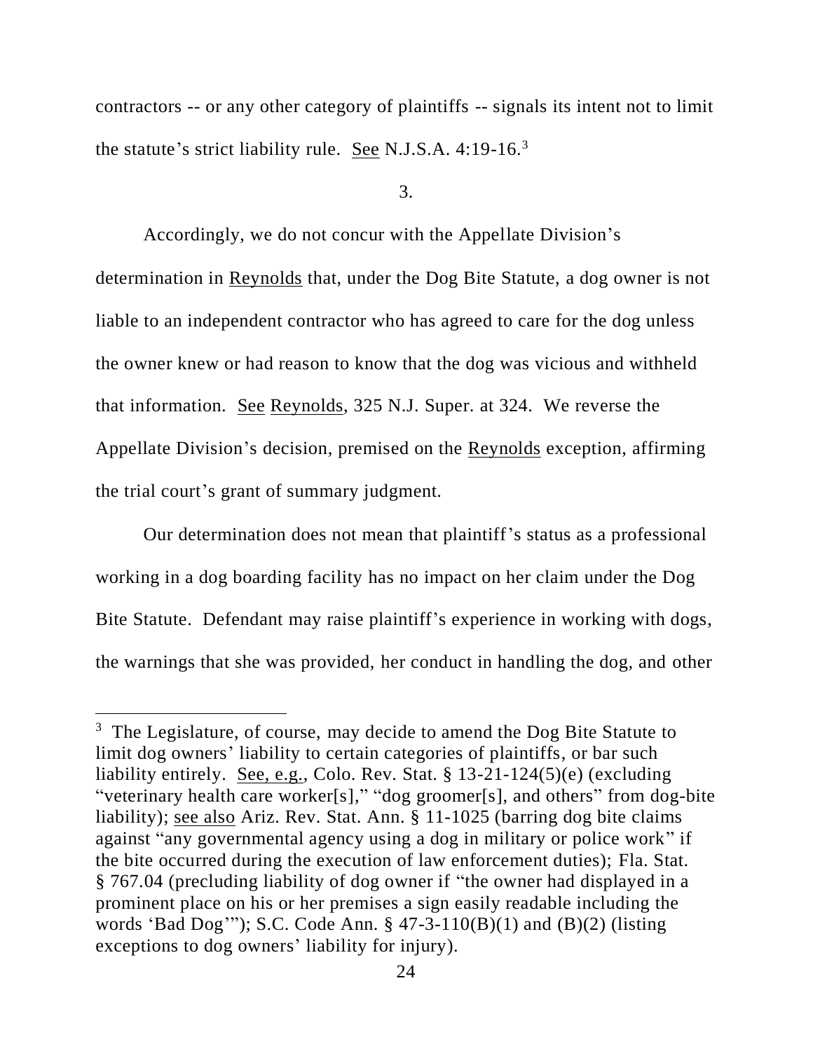contractors -- or any other category of plaintiffs -- signals its intent not to limit the statute's strict liability rule. See N.J.S.A. 4:19-16.[3]

3.

Accordingly, we do not concur with the Appellate Division's determination in Reynolds that, under the Dog Bite Statute, a dog owner is not liable to an independent contractor who has agreed to care for the dog unless the owner knew or had reason to know that the dog was vicious and withheld that information. See Reynolds, 325 N.J. Super. at 324. We reverse the Appellate Division's decision, premised on the Reynolds exception, affirming the trial court's grant of summary judgment.

Our determination does not mean that plaintiff's status as a professional working in a dog boarding facility has no impact on her claim under the Dog Bite Statute. Defendant may raise plaintiff's experience in working with dogs, the warnings that she was provided, her conduct in handling the dog, and other

[3] The Legislature, of course, may decide to amend the Dog Bite Statute to limit dog owners' liability to certain categories of plaintiffs, or bar such liability entirely. See, e.g., Colo. Rev. Stat. § 13-21-124(5)(e) (excluding "veterinary health care worker[s]," "dog groomer[s], and others" from dog-bite liability); see also Ariz. Rev. Stat. Ann. § 11-1025 (barring dog bite claims against "any governmental agency using a dog in military or police work" if the bite occurred during the execution of law enforcement duties); Fla. Stat. § 767.04 (precluding liability of dog owner if "the owner had displayed in a prominent place on his or her premises a sign easily readable including the words 'Bad Dog'"); S.C. Code Ann. § 47-3-110(B)(1) and (B)(2) (listing exceptions to dog owners' liability for injury).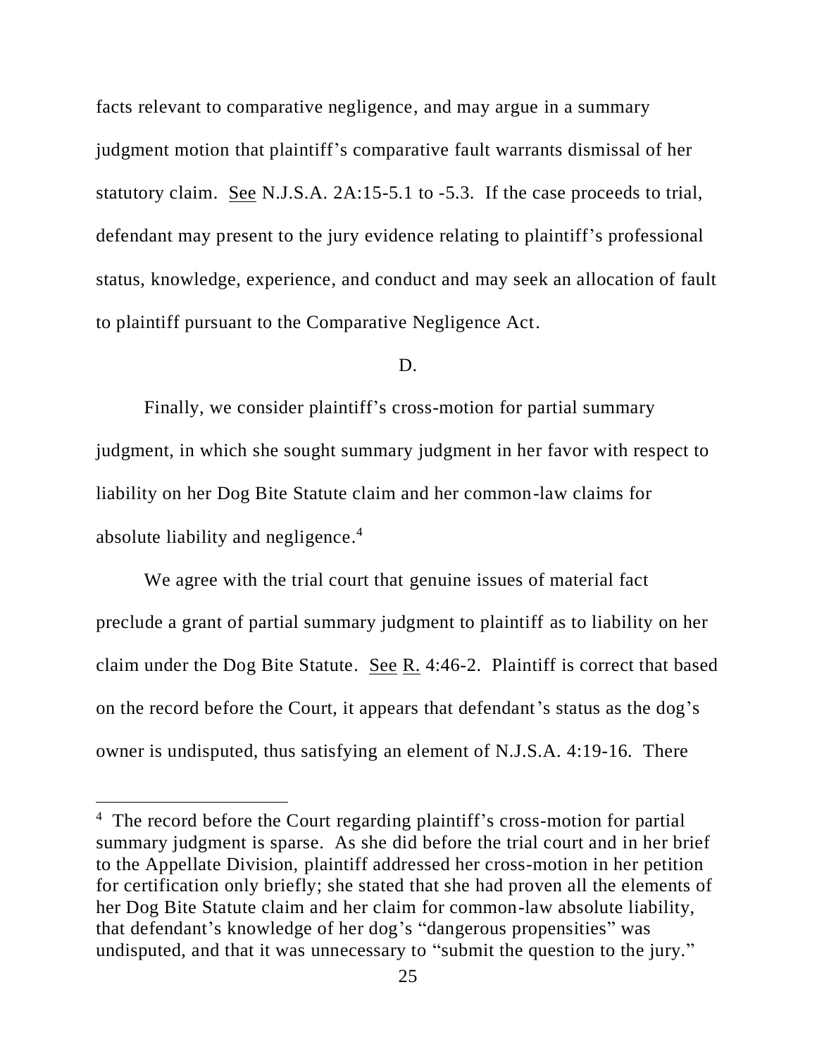facts relevant to comparative negligence, and may argue in a summary judgment motion that plaintiff's comparative fault warrants dismissal of her statutory claim. See N.J.S.A. 2A:15-5.1 to -5.3. If the case proceeds to trial, defendant may present to the jury evidence relating to plaintiff's professional status, knowledge, experience, and conduct and may seek an allocation of fault to plaintiff pursuant to the Comparative Negligence Act.

D.

Finally, we consider plaintiff's cross-motion for partial summary judgment, in which she sought summary judgment in her favor with respect to liability on her Dog Bite Statute claim and her common-law claims for absolute liability and negligence.[4]

We agree with the trial court that genuine issues of material fact preclude a grant of partial summary judgment to plaintiff as to liability on her claim under the Dog Bite Statute. See R. 4:46-2. Plaintiff is correct that based on the record before the Court, it appears that defendant's status as the dog's owner is undisputed, thus satisfying an element of N.J.S.A. 4:19-16. There

---

[4] The record before the Court regarding plaintiff's cross-motion for partial summary judgment is sparse. As she did before the trial court and in her brief to the Appellate Division, plaintiff addressed her cross-motion in her petition for certification only briefly; she stated that she had proven all the elements of her Dog Bite Statute claim and her claim for common-law absolute liability, that defendant's knowledge of her dog's "dangerous propensities" was undisputed, and that it was unnecessary to "submit the question to the jury."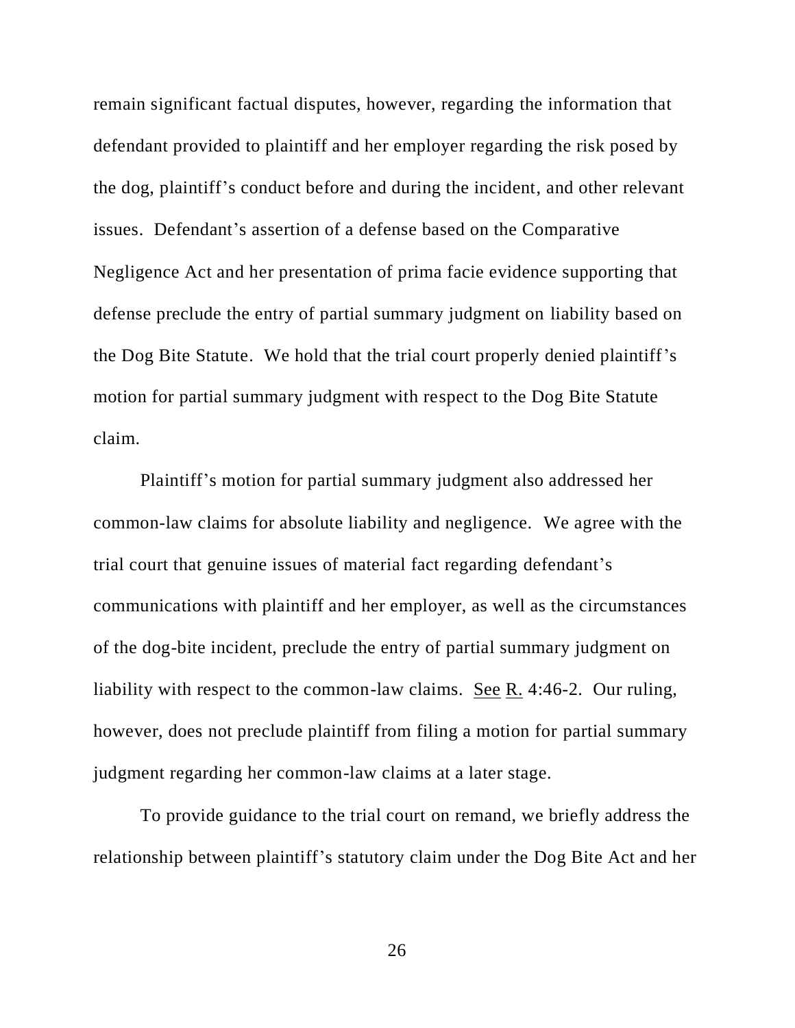remain significant factual disputes, however, regarding the information that defendant provided to plaintiff and her employer regarding the risk posed by the dog, plaintiff's conduct before and during the incident, and other relevant issues. Defendant's assertion of a defense based on the Comparative Negligence Act and her presentation of prima facie evidence supporting that defense preclude the entry of partial summary judgment on liability based on the Dog Bite Statute. We hold that the trial court properly denied plaintiff's motion for partial summary judgment with respect to the Dog Bite Statute claim.

Plaintiff's motion for partial summary judgment also addressed her common-law claims for absolute liability and negligence. We agree with the trial court that genuine issues of material fact regarding defendant's communications with plaintiff and her employer, as well as the circumstances of the dog-bite incident, preclude the entry of partial summary judgment on liability with respect to the common-law claims. See R. 4:46-2. Our ruling, however, does not preclude plaintiff from filing a motion for partial summary judgment regarding her common-law claims at a later stage.

To provide guidance to the trial court on remand, we briefly address the relationship between plaintiff's statutory claim under the Dog Bite Act and her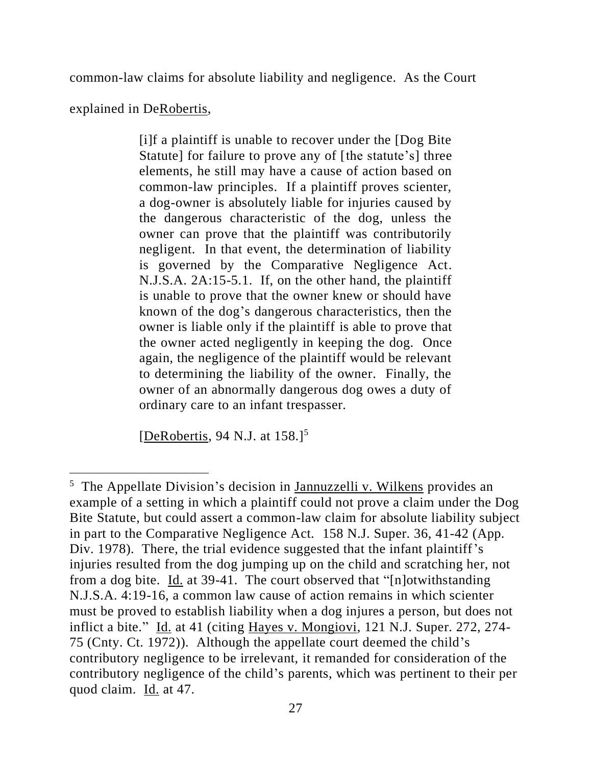common-law claims for absolute liability and negligence. As the Court explained in DeRobertis,

> [i]f a plaintiff is unable to recover under the [Dog Bite Statute] for failure to prove any of [the statute's] three elements, he still may have a cause of action based on common-law principles. If a plaintiff proves scienter, a dog-owner is absolutely liable for injuries caused by the dangerous characteristic of the dog, unless the owner can prove that the plaintiff was contributorily negligent. In that event, the determination of liability is governed by the Comparative Negligence Act. N.J.S.A. 2A:15-5.1. If, on the other hand, the plaintiff is unable to prove that the owner knew or should have known of the dog's dangerous characteristics, then the owner is liable only if the plaintiff is able to prove that the owner acted negligently in keeping the dog. Once again, the negligence of the plaintiff would be relevant to determining the liability of the owner. Finally, the owner of an abnormally dangerous dog owes a duty of ordinary care to an infant trespasser.
>
> [DeRobertis, 94 N.J. at 158.][5]

---

[5] The Appellate Division's decision in Jannuzzelli v. Wilkens provides an example of a setting in which a plaintiff could not prove a claim under the Dog Bite Statute, but could assert a common-law claim for absolute liability subject in part to the Comparative Negligence Act. 158 N.J. Super. 36, 41-42 (App. Div. 1978). There, the trial evidence suggested that the infant plaintiff's injuries resulted from the dog jumping up on the child and scratching her, not from a dog bite. Id. at 39-41. The court observed that "[n]otwithstanding N.J.S.A. 4:19-16, a common law cause of action remains in which scienter must be proved to establish liability when a dog injures a person, but does not inflict a bite." Id. at 41 (citing Hayes v. Mongiovi, 121 N.J. Super. 272, 274-75 (Cnty. Ct. 1972)). Although the appellate court deemed the child's contributory negligence to be irrelevant, it remanded for consideration of the contributory negligence of the child's parents, which was pertinent to their per quod claim. Id. at 47.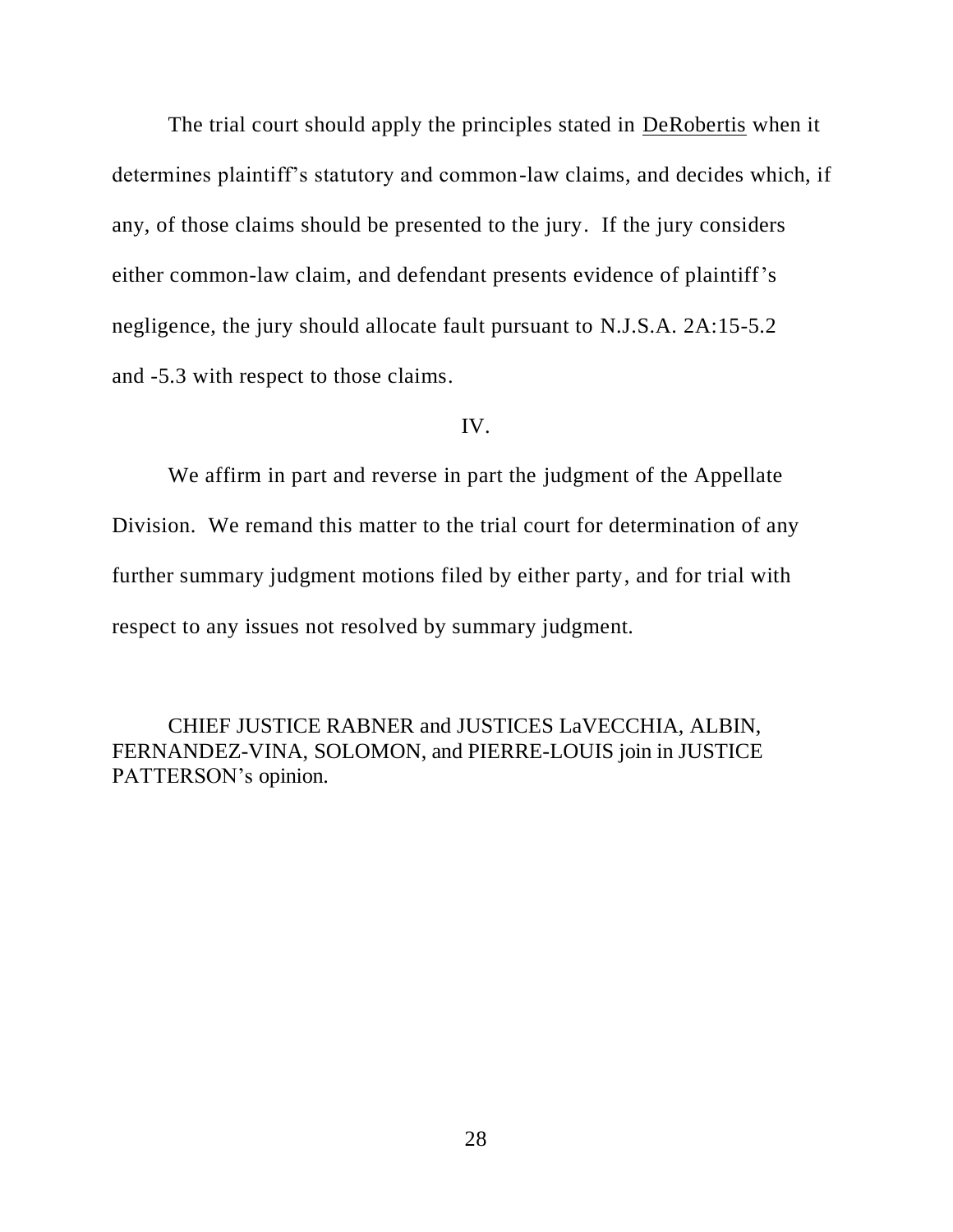The trial court should apply the principles stated in DeRobertis when it determines plaintiff's statutory and common-law claims, and decides which, if any, of those claims should be presented to the jury. If the jury considers either common-law claim, and defendant presents evidence of plaintiff's negligence, the jury should allocate fault pursuant to N.J.S.A. 2A:15-5.2 and -5.3 with respect to those claims.

IV.

We affirm in part and reverse in part the judgment of the Appellate Division. We remand this matter to the trial court for determination of any further summary judgment motions filed by either party, and for trial with respect to any issues not resolved by summary judgment.

CHIEF JUSTICE RABNER and JUSTICES LaVECCHIA, ALBIN, FERNANDEZ-VINA, SOLOMON, and PIERRE-LOUIS join in JUSTICE PATTERSON's opinion.